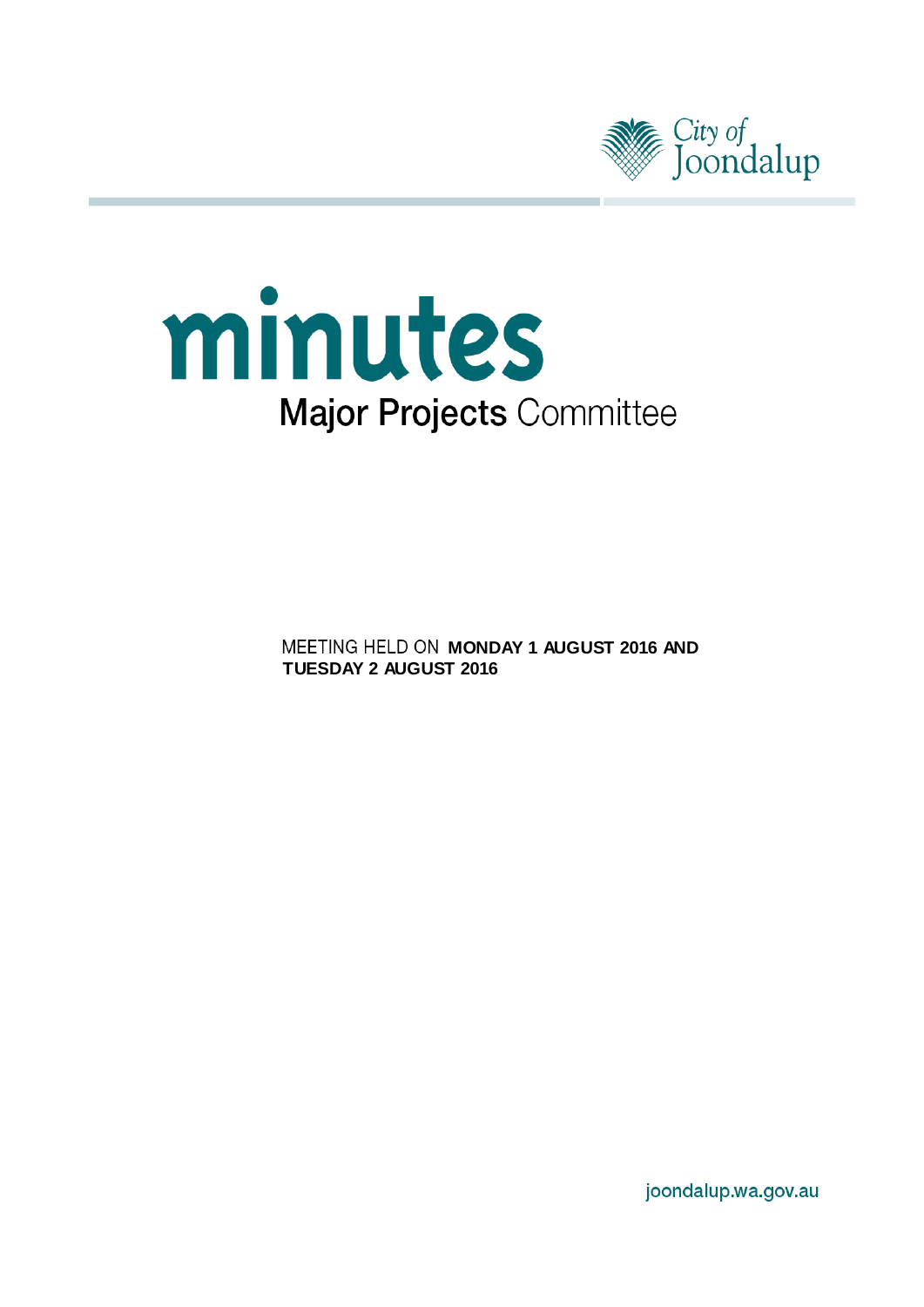City of Joondalup

# minutes

## Major Projects Committee

MEETING HELD ON **MONDAY 1 AUGUST 2016 AND TUESDAY 2 AUGUST 2016**

joondalup.wa.gov.au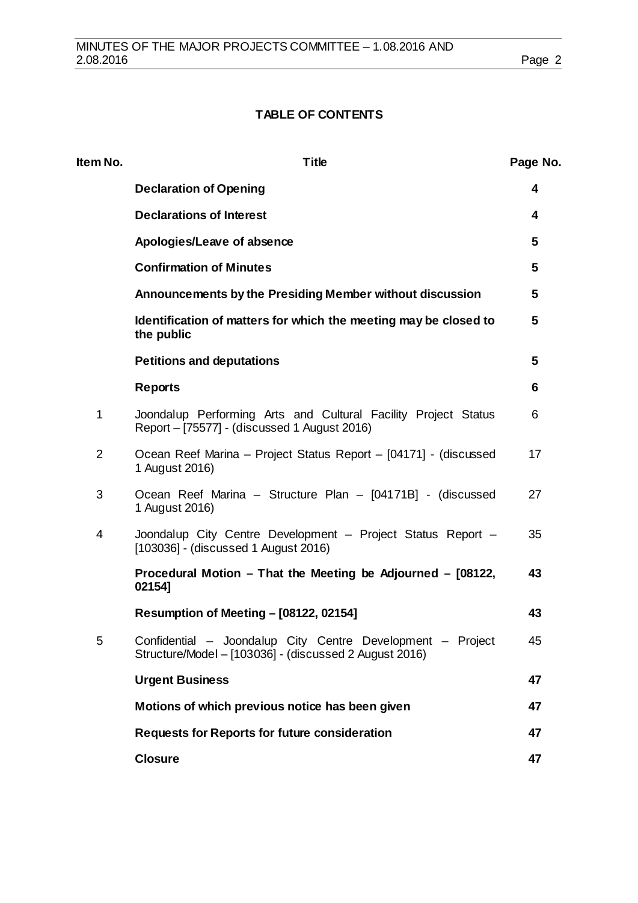## TABLE OF CONTENTS

| Item No. | Title | Page No. |
|---|---|---|
| | **Declaration of Opening** | **4** |
| | **Declarations of Interest** | **4** |
| | **Apologies/Leave of absence** | **5** |
| | **Confirmation of Minutes** | **5** |
| | **Announcements by the Presiding Member without discussion** | **5** |
| | **Identification of matters for which the meeting may be closed to the public** | **5** |
| | **Petitions and deputations** | **5** |
| | **Reports** | **6** |
| 1 | Joondalup Performing Arts and Cultural Facility Project Status Report – [75577] - (discussed 1 August 2016) | 6 |
| 2 | Ocean Reef Marina – Project Status Report – [04171] - (discussed 1 August 2016) | 17 |
| 3 | Ocean Reef Marina – Structure Plan – [04171B] - (discussed 1 August 2016) | 27 |
| 4 | Joondalup City Centre Development – Project Status Report – [103036] - (discussed 1 August 2016) | 35 |
| | **Procedural Motion – That the Meeting be Adjourned – [08122, 02154]** | **43** |
| | **Resumption of Meeting – [08122, 02154]** | **43** |
| 5 | Confidential – Joondalup City Centre Development – Project Structure/Model – [103036] - (discussed 2 August 2016) | 45 |
| | **Urgent Business** | **47** |
| | **Motions of which previous notice has been given** | **47** |
| | **Requests for Reports for future consideration** | **47** |
| | **Closure** | **47** |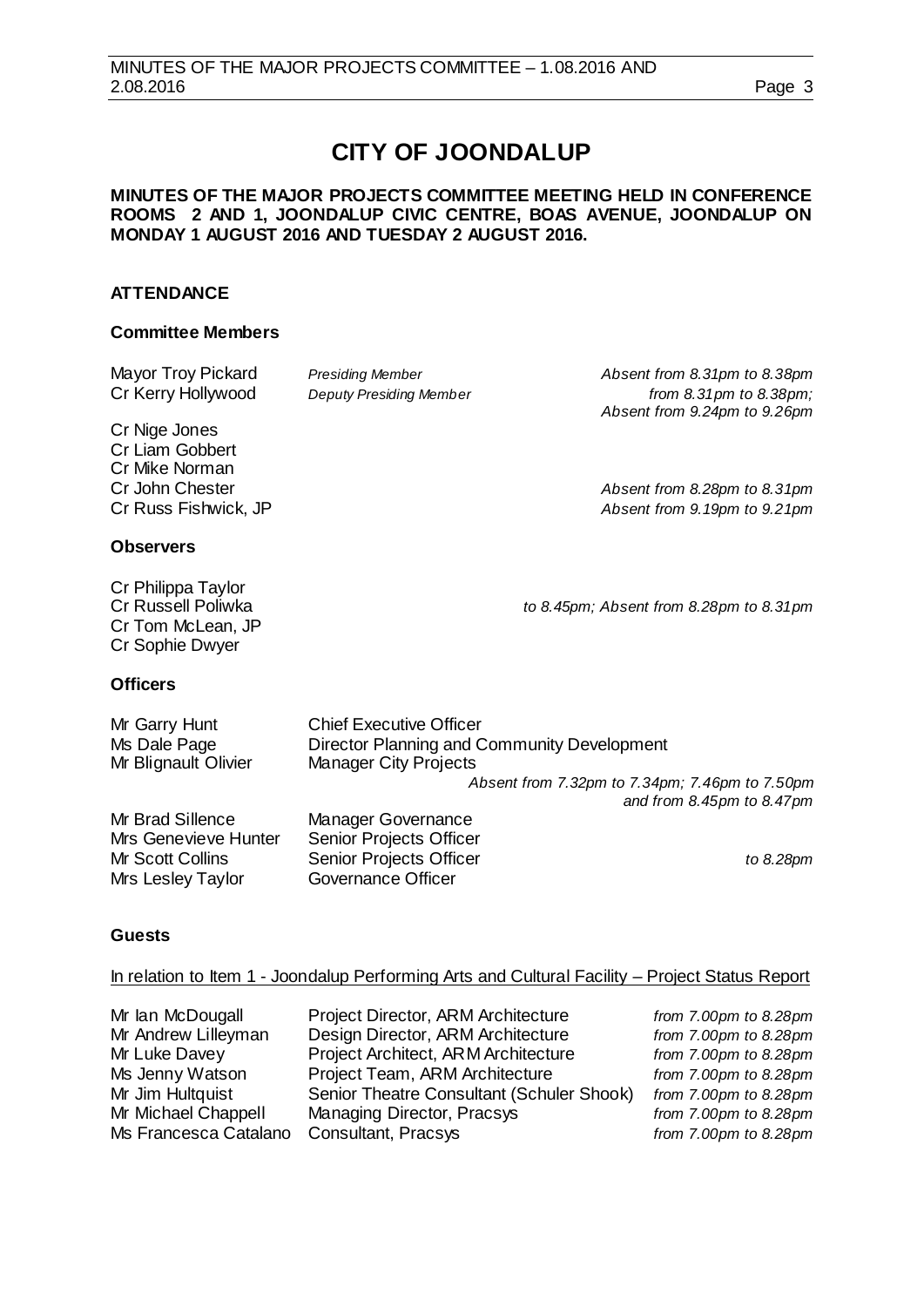# CITY OF JOONDALUP

**MINUTES OF THE MAJOR PROJECTS COMMITTEE MEETING HELD IN CONFERENCE ROOMS 2 AND 1, JOONDALUP CIVIC CENTRE, BOAS AVENUE, JOONDALUP ON MONDAY 1 AUGUST 2016 AND TUESDAY 2 AUGUST 2016.**

## ATTENDANCE

### Committee Members

| | | |
|---|---|---|
| Mayor Troy Pickard | *Presiding Member* | *Absent from 8.31pm to 8.38pm* |
| Cr Kerry Hollywood | *Deputy Presiding Member* | *from 8.31pm to 8.38pm; Absent from 9.24pm to 9.26pm* |
| Cr Nige Jones | | |
| Cr Liam Gobbert | | |
| Cr Mike Norman | | |
| Cr John Chester | | *Absent from 8.28pm to 8.31pm* |
| Cr Russ Fishwick, JP | | *Absent from 9.19pm to 9.21pm* |

### Observers

| | |
|---|---|
| Cr Philippa Taylor | |
| Cr Russell Poliwka | *to 8.45pm; Absent from 8.28pm to 8.31pm* |
| Cr Tom McLean, JP | |
| Cr Sophie Dwyer | |

### Officers

| | | |
|---|---|---|
| Mr Garry Hunt | Chief Executive Officer | |
| Ms Dale Page | Director Planning and Community Development | |
| Mr Blignault Olivier | Manager City Projects | *Absent from 7.32pm to 7.34pm; 7.46pm to 7.50pm and from 8.45pm to 8.47pm* |
| Mr Brad Sillence | Manager Governance | |
| Mrs Genevieve Hunter | Senior Projects Officer | |
| Mr Scott Collins | Senior Projects Officer | *to 8.28pm* |
| Mrs Lesley Taylor | Governance Officer | |

### Guests

In relation to Item 1 - Joondalup Performing Arts and Cultural Facility – Project Status Report

| | | |
|---|---|---|
| Mr Ian McDougall | Project Director, ARM Architecture | *from 7.00pm to 8.28pm* |
| Mr Andrew Lilleyman | Design Director, ARM Architecture | *from 7.00pm to 8.28pm* |
| Mr Luke Davey | Project Architect, ARM Architecture | *from 7.00pm to 8.28pm* |
| Ms Jenny Watson | Project Team, ARM Architecture | *from 7.00pm to 8.28pm* |
| Mr Jim Hultquist | Senior Theatre Consultant (Schuler Shook) | *from 7.00pm to 8.28pm* |
| Mr Michael Chappell | Managing Director, Pracsys | *from 7.00pm to 8.28pm* |
| Ms Francesca Catalano | Consultant, Pracsys | *from 7.00pm to 8.28pm* |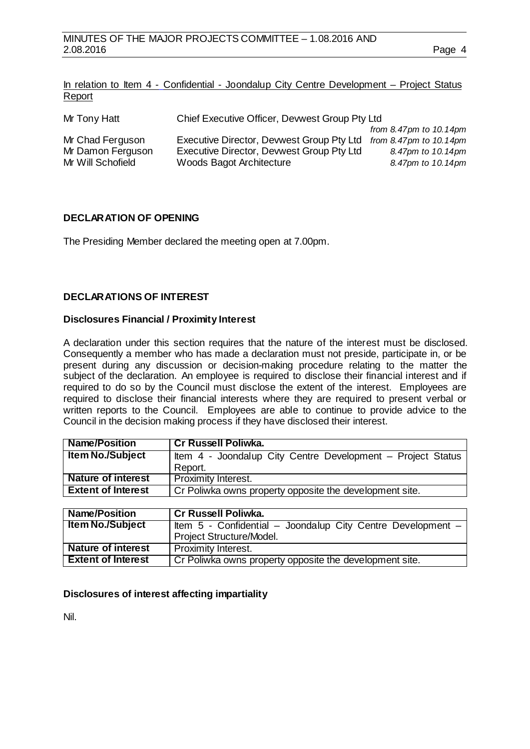In relation to Item 4 - Confidential - Joondalup City Centre Development – Project Status Report

| | | |
|---|---|---|
| Mr Tony Hatt | Chief Executive Officer, Devwest Group Pty Ltd | *from 8.47pm to 10.14pm* |
| Mr Chad Ferguson | Executive Director, Devwest Group Pty Ltd | *from 8.47pm to 10.14pm* |
| Mr Damon Ferguson | Executive Director, Devwest Group Pty Ltd | *8.47pm to 10.14pm* |
| Mr Will Schofield | Woods Bagot Architecture | *8.47pm to 10.14pm* |

## DECLARATION OF OPENING

The Presiding Member declared the meeting open at 7.00pm.

## DECLARATIONS OF INTEREST

### Disclosures Financial / Proximity Interest

A declaration under this section requires that the nature of the interest must be disclosed. Consequently a member who has made a declaration must not preside, participate in, or be present during any discussion or decision-making procedure relating to the matter the subject of the declaration. An employee is required to disclose their financial interest and if required to do so by the Council must disclose the extent of the interest. Employees are required to disclose their financial interests where they are required to present verbal or written reports to the Council. Employees are able to continue to provide advice to the Council in the decision making process if they have disclosed their interest.

| **Name/Position** | **Cr Russell Poliwka.** |
|---|---|
| **Item No./Subject** | Item 4 - Joondalup City Centre Development – Project Status Report. |
| **Nature of interest** | Proximity Interest. |
| **Extent of Interest** | Cr Poliwka owns property opposite the development site. |

| **Name/Position** | **Cr Russell Poliwka.** |
|---|---|
| **Item No./Subject** | Item 5 - Confidential – Joondalup City Centre Development – Project Structure/Model. |
| **Nature of interest** | Proximity Interest. |
| **Extent of Interest** | Cr Poliwka owns property opposite the development site. |

### Disclosures of interest affecting impartiality

Nil.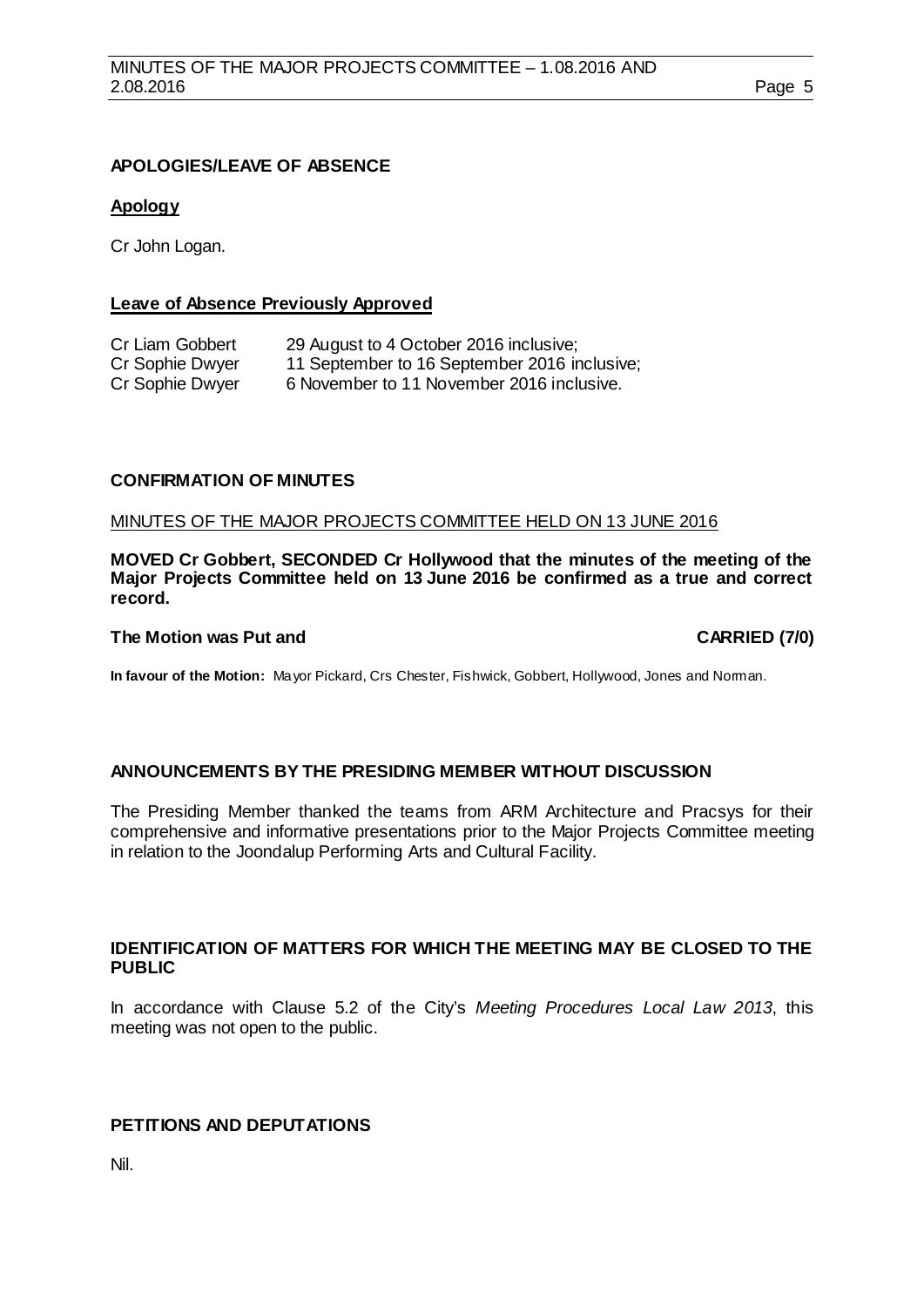## APOLOGIES/LEAVE OF ABSENCE

### Apology

Cr John Logan.

### Leave of Absence Previously Approved

| | |
|---|---|
| Cr Liam Gobbert | 29 August to 4 October 2016 inclusive; |
| Cr Sophie Dwyer | 11 September to 16 September 2016 inclusive; |
| Cr Sophie Dwyer | 6 November to 11 November 2016 inclusive. |

## CONFIRMATION OF MINUTES

MINUTES OF THE MAJOR PROJECTS COMMITTEE HELD ON 13 JUNE 2016

**MOVED Cr Gobbert, SECONDED Cr Hollywood that the minutes of the meeting of the Major Projects Committee held on 13 June 2016 be confirmed as a true and correct record.**

**The Motion was Put and CARRIED (7/0)**

**In favour of the Motion:** Mayor Pickard, Crs Chester, Fishwick, Gobbert, Hollywood, Jones and Norman.

## ANNOUNCEMENTS BY THE PRESIDING MEMBER WITHOUT DISCUSSION

The Presiding Member thanked the teams from ARM Architecture and Pracsys for their comprehensive and informative presentations prior to the Major Projects Committee meeting in relation to the Joondalup Performing Arts and Cultural Facility.

## IDENTIFICATION OF MATTERS FOR WHICH THE MEETING MAY BE CLOSED TO THE PUBLIC

In accordance with Clause 5.2 of the City's *Meeting Procedures Local Law 2013*, this meeting was not open to the public.

## PETITIONS AND DEPUTATIONS

Nil.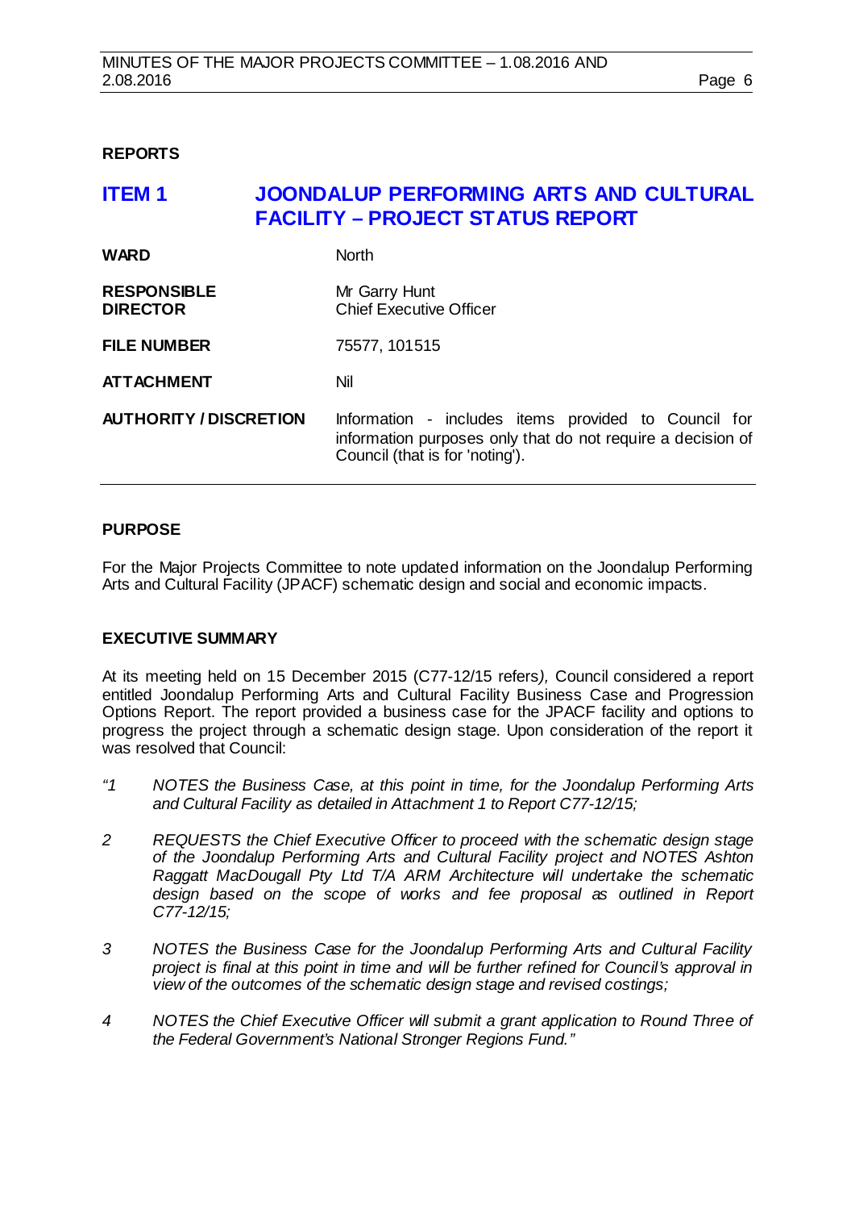## REPORTS

# ITEM 1 JOONDALUP PERFORMING ARTS AND CULTURAL FACILITY – PROJECT STATUS REPORT

| | |
|---|---|
| **WARD** | North |
| **RESPONSIBLE DIRECTOR** | Mr Garry Hunt<br>Chief Executive Officer |
| **FILE NUMBER** | 75577, 101515 |
| **ATTACHMENT** | Nil |
| **AUTHORITY / DISCRETION** | Information - includes items provided to Council for information purposes only that do not require a decision of Council (that is for 'noting'). |

### PURPOSE

For the Major Projects Committee to note updated information on the Joondalup Performing Arts and Cultural Facility (JPACF) schematic design and social and economic impacts.

### EXECUTIVE SUMMARY

At its meeting held on 15 December 2015 (C77-12/15 refers*),* Council considered a report entitled Joondalup Performing Arts and Cultural Facility Business Case and Progression Options Report. The report provided a business case for the JPACF facility and options to progress the project through a schematic design stage. Upon consideration of the report it was resolved that Council:

*"1 NOTES the Business Case, at this point in time, for the Joondalup Performing Arts and Cultural Facility as detailed in Attachment 1 to Report C77-12/15;*

*2 REQUESTS the Chief Executive Officer to proceed with the schematic design stage of the Joondalup Performing Arts and Cultural Facility project and NOTES Ashton Raggatt MacDougall Pty Ltd T/A ARM Architecture will undertake the schematic design based on the scope of works and fee proposal as outlined in Report C77-12/15;*

*3 NOTES the Business Case for the Joondalup Performing Arts and Cultural Facility project is final at this point in time and will be further refined for Council's approval in view of the outcomes of the schematic design stage and revised costings;*

*4 NOTES the Chief Executive Officer will submit a grant application to Round Three of the Federal Government's National Stronger Regions Fund."*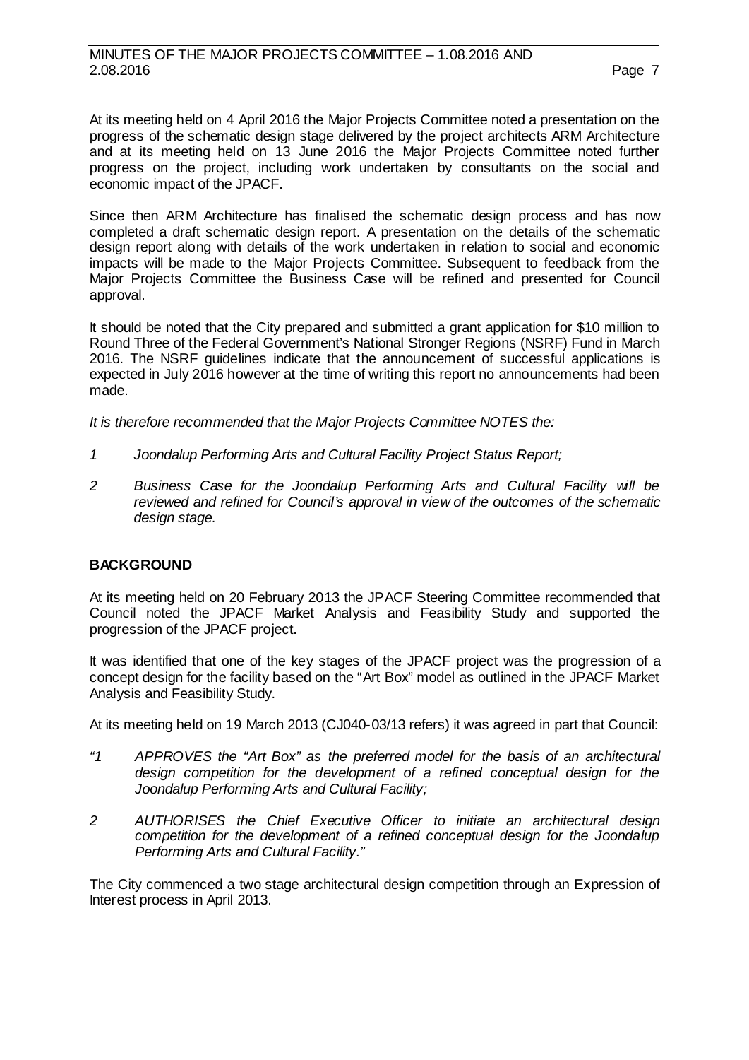At its meeting held on 4 April 2016 the Major Projects Committee noted a presentation on the progress of the schematic design stage delivered by the project architects ARM Architecture and at its meeting held on 13 June 2016 the Major Projects Committee noted further progress on the project, including work undertaken by consultants on the social and economic impact of the JPACF.

Since then ARM Architecture has finalised the schematic design process and has now completed a draft schematic design report. A presentation on the details of the schematic design report along with details of the work undertaken in relation to social and economic impacts will be made to the Major Projects Committee. Subsequent to feedback from the Major Projects Committee the Business Case will be refined and presented for Council approval.

It should be noted that the City prepared and submitted a grant application for $10 million to Round Three of the Federal Government's National Stronger Regions (NSRF) Fund in March 2016. The NSRF guidelines indicate that the announcement of successful applications is expected in July 2016 however at the time of writing this report no announcements had been made.

*It is therefore recommended that the Major Projects Committee NOTES the:*

*1 Joondalup Performing Arts and Cultural Facility Project Status Report;*

*2 Business Case for the Joondalup Performing Arts and Cultural Facility will be reviewed and refined for Council's approval in view of the outcomes of the schematic design stage.*

## BACKGROUND

At its meeting held on 20 February 2013 the JPACF Steering Committee recommended that Council noted the JPACF Market Analysis and Feasibility Study and supported the progression of the JPACF project.

It was identified that one of the key stages of the JPACF project was the progression of a concept design for the facility based on the "Art Box" model as outlined in the JPACF Market Analysis and Feasibility Study.

At its meeting held on 19 March 2013 (CJ040-03/13 refers) it was agreed in part that Council:

*"1 APPROVES the "Art Box" as the preferred model for the basis of an architectural design competition for the development of a refined conceptual design for the Joondalup Performing Arts and Cultural Facility;*

*2 AUTHORISES the Chief Executive Officer to initiate an architectural design competition for the development of a refined conceptual design for the Joondalup Performing Arts and Cultural Facility."*

The City commenced a two stage architectural design competition through an Expression of Interest process in April 2013.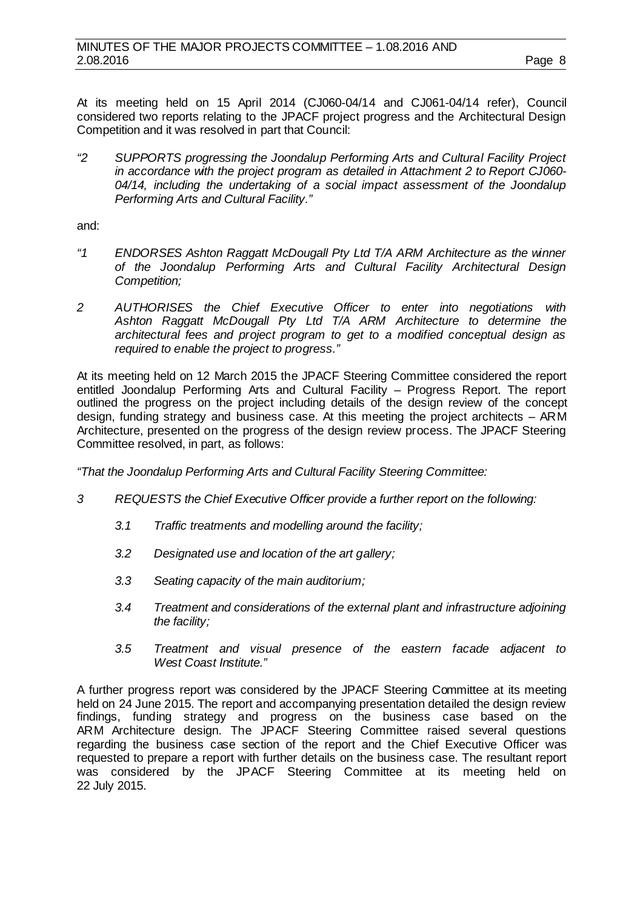At its meeting held on 15 April 2014 (CJ060-04/14 and CJ061-04/14 refer), Council considered two reports relating to the JPACF project progress and the Architectural Design Competition and it was resolved in part that Council:

*"2 SUPPORTS progressing the Joondalup Performing Arts and Cultural Facility Project in accordance with the project program as detailed in Attachment 2 to Report CJ060-04/14, including the undertaking of a social impact assessment of the Joondalup Performing Arts and Cultural Facility."*

and:

*"1 ENDORSES Ashton Raggatt McDougall Pty Ltd T/A ARM Architecture as the winner of the Joondalup Performing Arts and Cultural Facility Architectural Design Competition;*

*2 AUTHORISES the Chief Executive Officer to enter into negotiations with Ashton Raggatt McDougall Pty Ltd T/A ARM Architecture to determine the architectural fees and project program to get to a modified conceptual design as required to enable the project to progress."*

At its meeting held on 12 March 2015 the JPACF Steering Committee considered the report entitled Joondalup Performing Arts and Cultural Facility – Progress Report. The report outlined the progress on the project including details of the design review of the concept design, funding strategy and business case. At this meeting the project architects – ARM Architecture, presented on the progress of the design review process. The JPACF Steering Committee resolved, in part, as follows:

*"That the Joondalup Performing Arts and Cultural Facility Steering Committee:*

*3 REQUESTS the Chief Executive Officer provide a further report on the following:*

*3.1 Traffic treatments and modelling around the facility;*

*3.2 Designated use and location of the art gallery;*

*3.3 Seating capacity of the main auditorium;*

*3.4 Treatment and considerations of the external plant and infrastructure adjoining the facility;*

*3.5 Treatment and visual presence of the eastern facade adjacent to West Coast Institute."*

A further progress report was considered by the JPACF Steering Committee at its meeting held on 24 June 2015. The report and accompanying presentation detailed the design review findings, funding strategy and progress on the business case based on the ARM Architecture design. The JPACF Steering Committee raised several questions regarding the business case section of the report and the Chief Executive Officer was requested to prepare a report with further details on the business case. The resultant report was considered by the JPACF Steering Committee at its meeting held on 22 July 2015.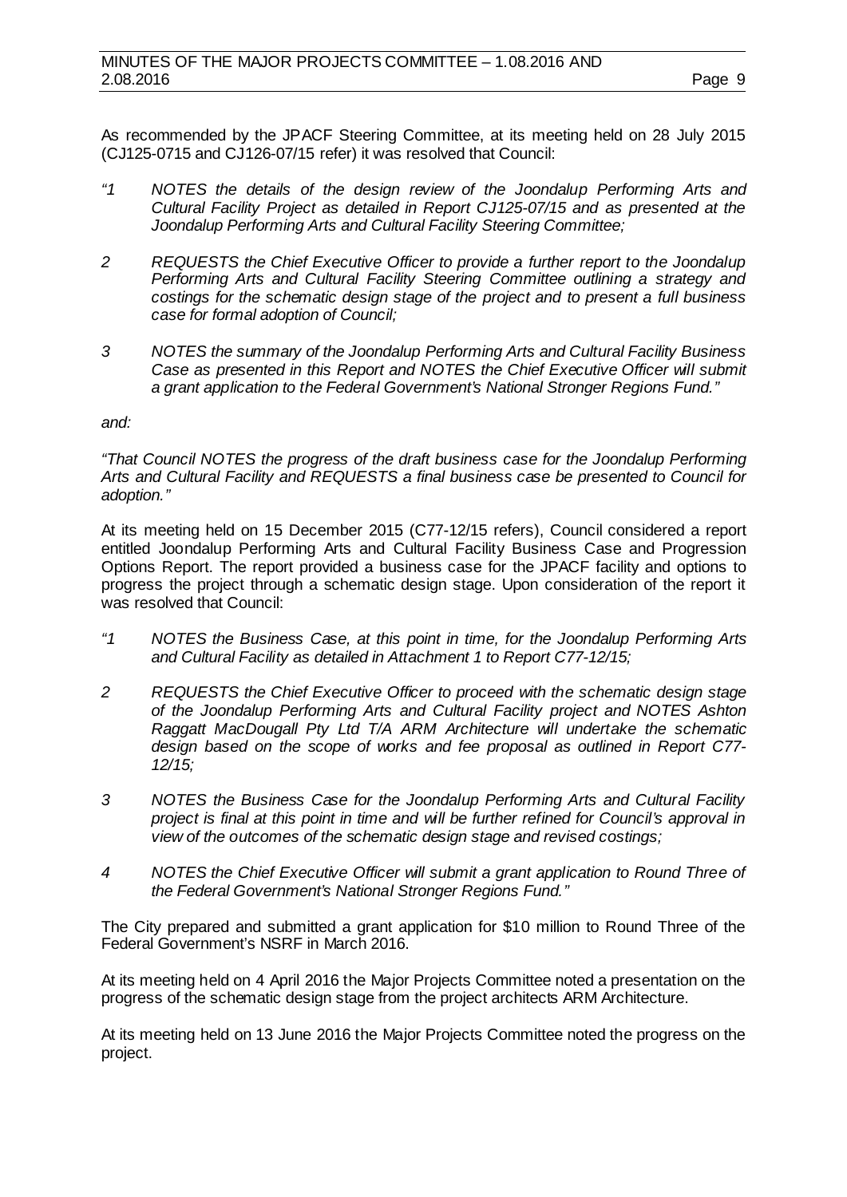As recommended by the JPACF Steering Committee, at its meeting held on 28 July 2015 (CJ125-0715 and CJ126-07/15 refer) it was resolved that Council:

*"1 NOTES the details of the design review of the Joondalup Performing Arts and Cultural Facility Project as detailed in Report CJ125-07/15 and as presented at the Joondalup Performing Arts and Cultural Facility Steering Committee;*

*2 REQUESTS the Chief Executive Officer to provide a further report to the Joondalup Performing Arts and Cultural Facility Steering Committee outlining a strategy and costings for the schematic design stage of the project and to present a full business case for formal adoption of Council;*

*3 NOTES the summary of the Joondalup Performing Arts and Cultural Facility Business Case as presented in this Report and NOTES the Chief Executive Officer will submit a grant application to the Federal Government's National Stronger Regions Fund."*

*and:*

*"That Council NOTES the progress of the draft business case for the Joondalup Performing Arts and Cultural Facility and REQUESTS a final business case be presented to Council for adoption."*

At its meeting held on 15 December 2015 (C77-12/15 refers), Council considered a report entitled Joondalup Performing Arts and Cultural Facility Business Case and Progression Options Report. The report provided a business case for the JPACF facility and options to progress the project through a schematic design stage. Upon consideration of the report it was resolved that Council:

*"1 NOTES the Business Case, at this point in time, for the Joondalup Performing Arts and Cultural Facility as detailed in Attachment 1 to Report C77-12/15;*

*2 REQUESTS the Chief Executive Officer to proceed with the schematic design stage of the Joondalup Performing Arts and Cultural Facility project and NOTES Ashton Raggatt MacDougall Pty Ltd T/A ARM Architecture will undertake the schematic design based on the scope of works and fee proposal as outlined in Report C77-12/15;*

*3 NOTES the Business Case for the Joondalup Performing Arts and Cultural Facility project is final at this point in time and will be further refined for Council's approval in view of the outcomes of the schematic design stage and revised costings;*

*4 NOTES the Chief Executive Officer will submit a grant application to Round Three of the Federal Government's National Stronger Regions Fund."*

The City prepared and submitted a grant application for $10 million to Round Three of the Federal Government's NSRF in March 2016.

At its meeting held on 4 April 2016 the Major Projects Committee noted a presentation on the progress of the schematic design stage from the project architects ARM Architecture.

At its meeting held on 13 June 2016 the Major Projects Committee noted the progress on the project.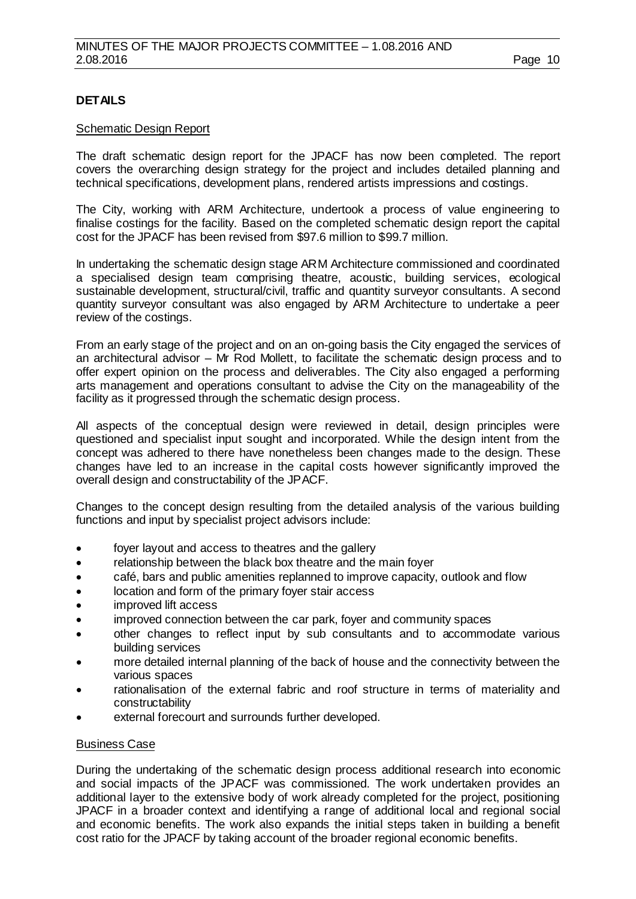**DETAILS**

Schematic Design Report

The draft schematic design report for the JPACF has now been completed. The report covers the overarching design strategy for the project and includes detailed planning and technical specifications, development plans, rendered artists impressions and costings.

The City, working with ARM Architecture, undertook a process of value engineering to finalise costings for the facility. Based on the completed schematic design report the capital cost for the JPACF has been revised from $97.6 million to $99.7 million.

In undertaking the schematic design stage ARM Architecture commissioned and coordinated a specialised design team comprising theatre, acoustic, building services, ecological sustainable development, structural/civil, traffic and quantity surveyor consultants. A second quantity surveyor consultant was also engaged by ARM Architecture to undertake a peer review of the costings.

From an early stage of the project and on an on-going basis the City engaged the services of an architectural advisor – Mr Rod Mollett, to facilitate the schematic design process and to offer expert opinion on the process and deliverables. The City also engaged a performing arts management and operations consultant to advise the City on the manageability of the facility as it progressed through the schematic design process.

All aspects of the conceptual design were reviewed in detail, design principles were questioned and specialist input sought and incorporated. While the design intent from the concept was adhered to there have nonetheless been changes made to the design. These changes have led to an increase in the capital costs however significantly improved the overall design and constructability of the JPACF.

Changes to the concept design resulting from the detailed analysis of the various building functions and input by specialist project advisors include:

- foyer layout and access to theatres and the gallery
- relationship between the black box theatre and the main foyer
- café, bars and public amenities replanned to improve capacity, outlook and flow
- location and form of the primary foyer stair access
- improved lift access
- improved connection between the car park, foyer and community spaces
- other changes to reflect input by sub consultants and to accommodate various building services
- more detailed internal planning of the back of house and the connectivity between the various spaces
- rationalisation of the external fabric and roof structure in terms of materiality and constructability
- external forecourt and surrounds further developed.

Business Case

During the undertaking of the schematic design process additional research into economic and social impacts of the JPACF was commissioned. The work undertaken provides an additional layer to the extensive body of work already completed for the project, positioning JPACF in a broader context and identifying a range of additional local and regional social and economic benefits. The work also expands the initial steps taken in building a benefit cost ratio for the JPACF by taking account of the broader regional economic benefits.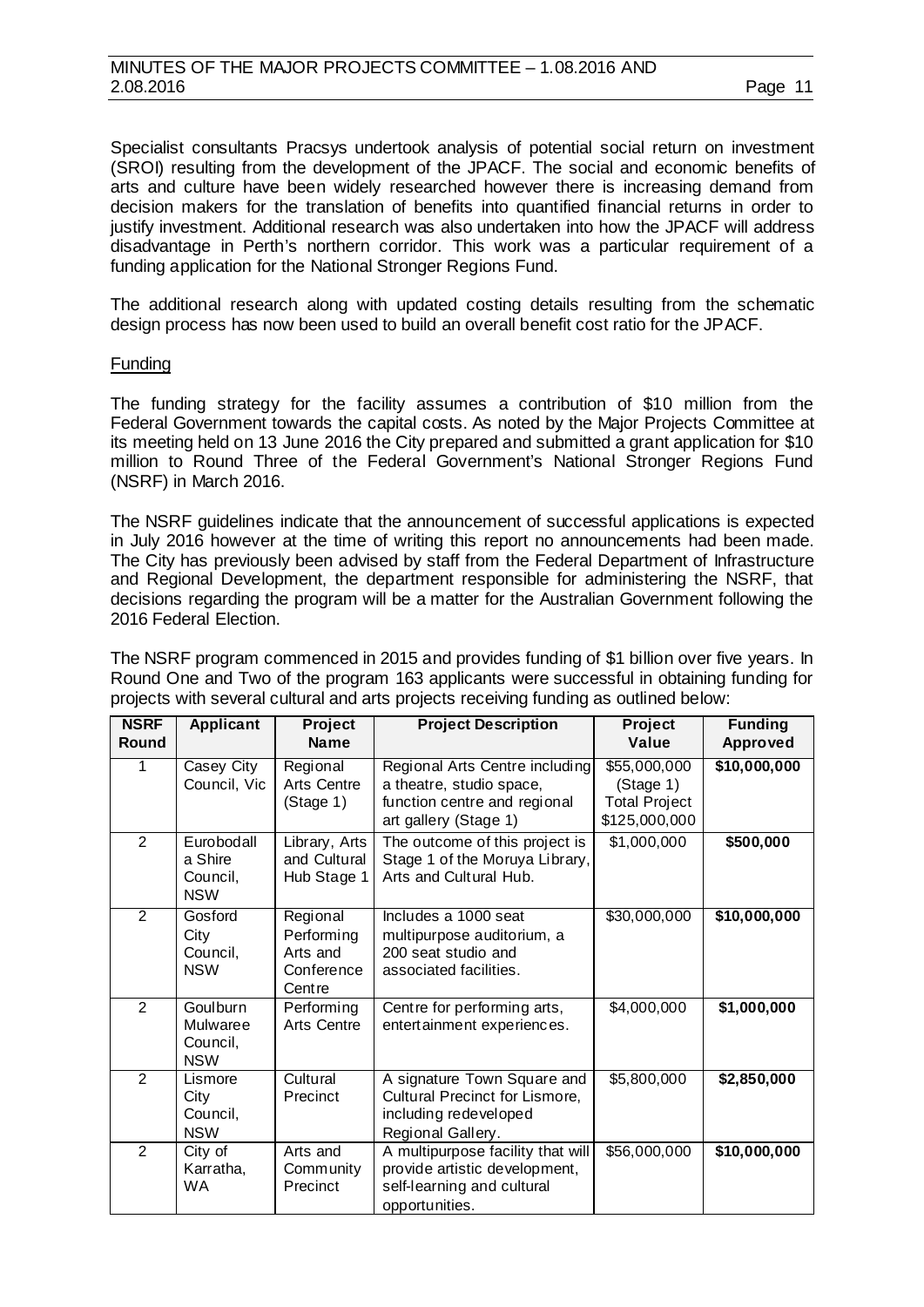Specialist consultants Pracsys undertook analysis of potential social return on investment (SROI) resulting from the development of the JPACF. The social and economic benefits of arts and culture have been widely researched however there is increasing demand from decision makers for the translation of benefits into quantified financial returns in order to justify investment. Additional research was also undertaken into how the JPACF will address disadvantage in Perth's northern corridor. This work was a particular requirement of a funding application for the National Stronger Regions Fund.

The additional research along with updated costing details resulting from the schematic design process has now been used to build an overall benefit cost ratio for the JPACF.

<u>Funding</u>

The funding strategy for the facility assumes a contribution of $10 million from the Federal Government towards the capital costs. As noted by the Major Projects Committee at its meeting held on 13 June 2016 the City prepared and submitted a grant application for $10 million to Round Three of the Federal Government's National Stronger Regions Fund (NSRF) in March 2016.

The NSRF guidelines indicate that the announcement of successful applications is expected in July 2016 however at the time of writing this report no announcements had been made. The City has previously been advised by staff from the Federal Department of Infrastructure and Regional Development, the department responsible for administering the NSRF, that decisions regarding the program will be a matter for the Australian Government following the 2016 Federal Election.

The NSRF program commenced in 2015 and provides funding of $1 billion over five years. In Round One and Two of the program 163 applicants were successful in obtaining funding for projects with several cultural and arts projects receiving funding as outlined below:

| NSRF Round | Applicant | Project Name | Project Description | Project Value | Funding Approved |
|---|---|---|---|---|---|
| 1 | Casey City Council, Vic | Regional Arts Centre (Stage 1) | Regional Arts Centre including a theatre, studio space, function centre and regional art gallery (Stage 1) | $55,000,000 (Stage 1) Total Project $125,000,000 | **$10,000,000** |
| 2 | Eurobodalla Shire Council, NSW | Library, Arts and Cultural Hub Stage 1 | The outcome of this project is Stage 1 of the Moruya Library, Arts and Cultural Hub. | $1,000,000 | **$500,000** |
| 2 | Gosford City Council, NSW | Regional Performing Arts and Conference Centre | Includes a 1000 seat multipurpose auditorium, a 200 seat studio and associated facilities. | $30,000,000 | **$10,000,000** |
| 2 | Goulburn Mulwaree Council, NSW | Performing Arts Centre | Centre for performing arts, entertainment experiences. | $4,000,000 | **$1,000,000** |
| 2 | Lismore City Council, NSW | Cultural Precinct | A signature Town Square and Cultural Precinct for Lismore, including redeveloped Regional Gallery. | $5,800,000 | **$2,850,000** |
| 2 | City of Karratha, WA | Arts and Community Precinct | A multipurpose facility that will provide artistic development, self-learning and cultural opportunities. | $56,000,000 | **$10,000,000** |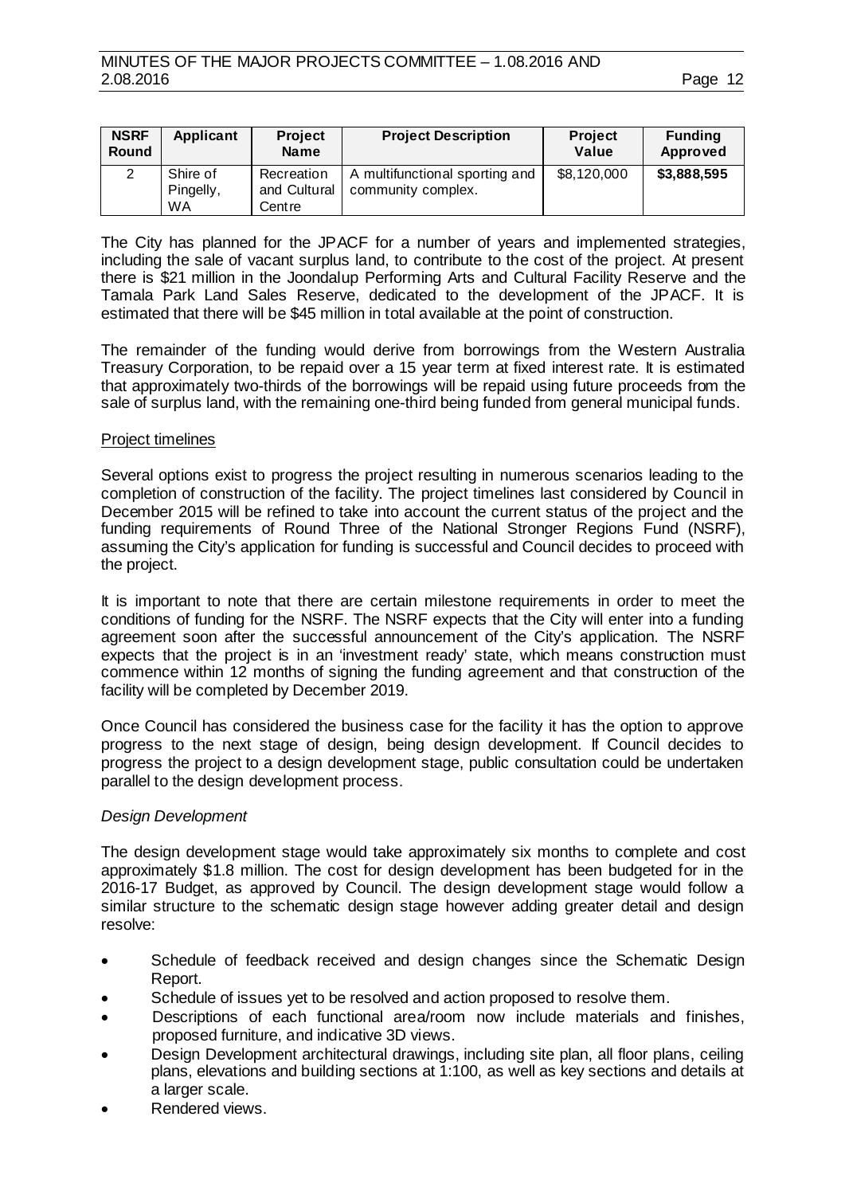| NSRF Round | Applicant | Project Name | Project Description | Project Value | Funding Approved |
|---|---|---|---|---|---|
| 2 | Shire of Pingelly, WA | Recreation and Cultural Centre | A multifunctional sporting and community complex. | $8,120,000 | **$3,888,595** |

The City has planned for the JPACF for a number of years and implemented strategies, including the sale of vacant surplus land, to contribute to the cost of the project. At present there is $21 million in the Joondalup Performing Arts and Cultural Facility Reserve and the Tamala Park Land Sales Reserve, dedicated to the development of the JPACF. It is estimated that there will be $45 million in total available at the point of construction.

The remainder of the funding would derive from borrowings from the Western Australia Treasury Corporation, to be repaid over a 15 year term at fixed interest rate. It is estimated that approximately two-thirds of the borrowings will be repaid using future proceeds from the sale of surplus land, with the remaining one-third being funded from general municipal funds.

<u>Project timelines</u>

Several options exist to progress the project resulting in numerous scenarios leading to the completion of construction of the facility. The project timelines last considered by Council in December 2015 will be refined to take into account the current status of the project and the funding requirements of Round Three of the National Stronger Regions Fund (NSRF), assuming the City's application for funding is successful and Council decides to proceed with the project.

It is important to note that there are certain milestone requirements in order to meet the conditions of funding for the NSRF. The NSRF expects that the City will enter into a funding agreement soon after the successful announcement of the City's application. The NSRF expects that the project is in an 'investment ready' state, which means construction must commence within 12 months of signing the funding agreement and that construction of the facility will be completed by December 2019.

Once Council has considered the business case for the facility it has the option to approve progress to the next stage of design, being design development. If Council decides to progress the project to a design development stage, public consultation could be undertaken parallel to the design development process.

*Design Development*

The design development stage would take approximately six months to complete and cost approximately $1.8 million. The cost for design development has been budgeted for in the 2016-17 Budget, as approved by Council. The design development stage would follow a similar structure to the schematic design stage however adding greater detail and design resolve:

- Schedule of feedback received and design changes since the Schematic Design Report.
- Schedule of issues yet to be resolved and action proposed to resolve them.
- Descriptions of each functional area/room now include materials and finishes, proposed furniture, and indicative 3D views.
- Design Development architectural drawings, including site plan, all floor plans, ceiling plans, elevations and building sections at 1:100, as well as key sections and details at a larger scale.
- Rendered views.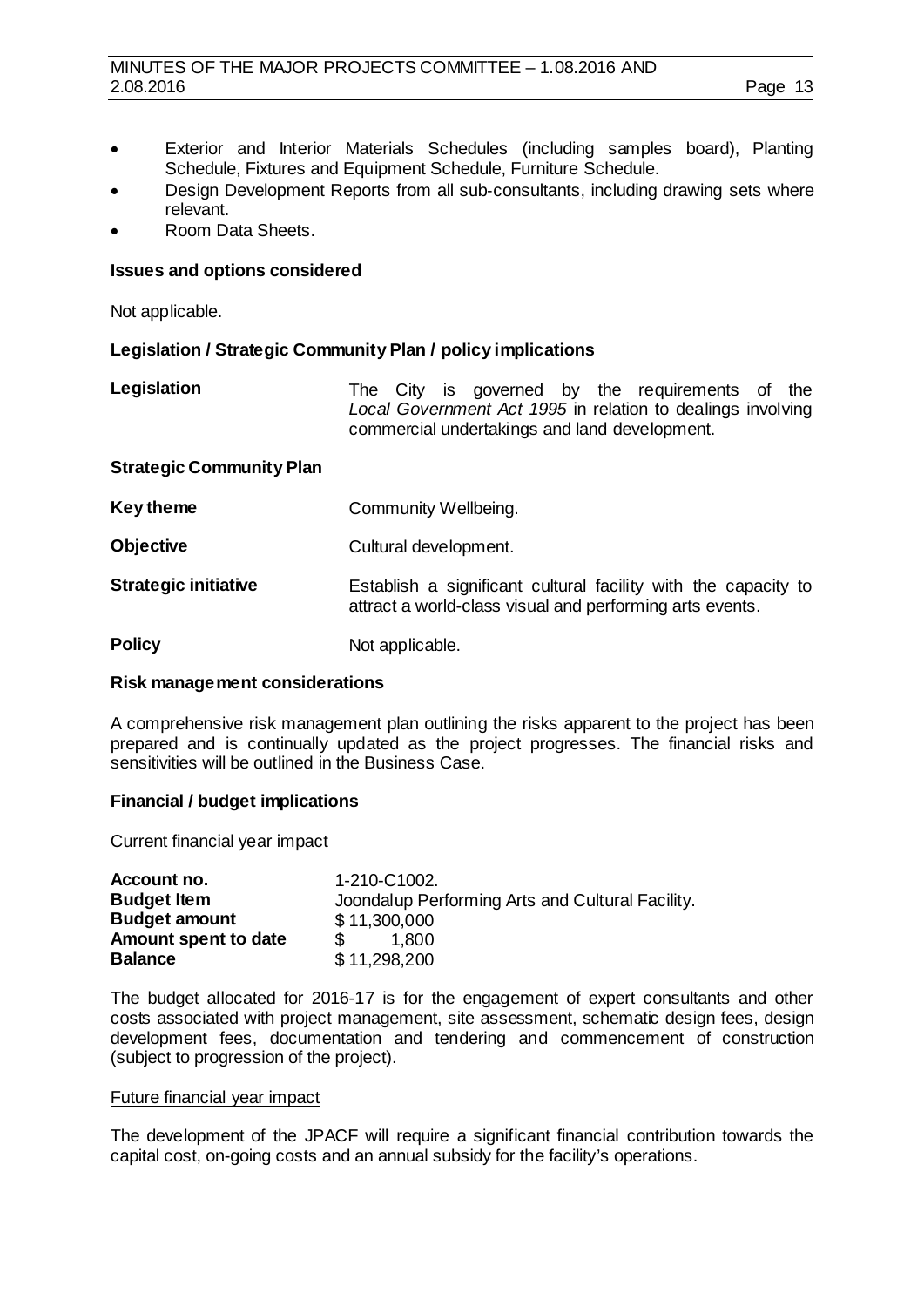- Exterior and Interior Materials Schedules (including samples board), Planting Schedule, Fixtures and Equipment Schedule, Furniture Schedule.
- Design Development Reports from all sub-consultants, including drawing sets where relevant.
- Room Data Sheets.

**Issues and options considered**

Not applicable.

**Legislation / Strategic Community Plan / policy implications**

| | |
|---|---|
| **Legislation** | The City is governed by the requirements of the *Local Government Act 1995* in relation to dealings involving commercial undertakings and land development. |

**Strategic Community Plan**

| | |
|---|---|
| **Key theme** | Community Wellbeing. |
| **Objective** | Cultural development. |
| **Strategic initiative** | Establish a significant cultural facility with the capacity to attract a world-class visual and performing arts events. |
| **Policy** | Not applicable. |

**Risk management considerations**

A comprehensive risk management plan outlining the risks apparent to the project has been prepared and is continually updated as the project progresses. The financial risks and sensitivities will be outlined in the Business Case.

**Financial / budget implications**

Current financial year impact

| | |
|---|---|
| **Account no.** | 1-210-C1002. |
| **Budget Item** | Joondalup Performing Arts and Cultural Facility. |
| **Budget amount** | $ 11,300,000 |
| **Amount spent to date** | $ 1,800 |
| **Balance** | $ 11,298,200 |

The budget allocated for 2016-17 is for the engagement of expert consultants and other costs associated with project management, site assessment, schematic design fees, design development fees, documentation and tendering and commencement of construction (subject to progression of the project).

Future financial year impact

The development of the JPACF will require a significant financial contribution towards the capital cost, on-going costs and an annual subsidy for the facility's operations.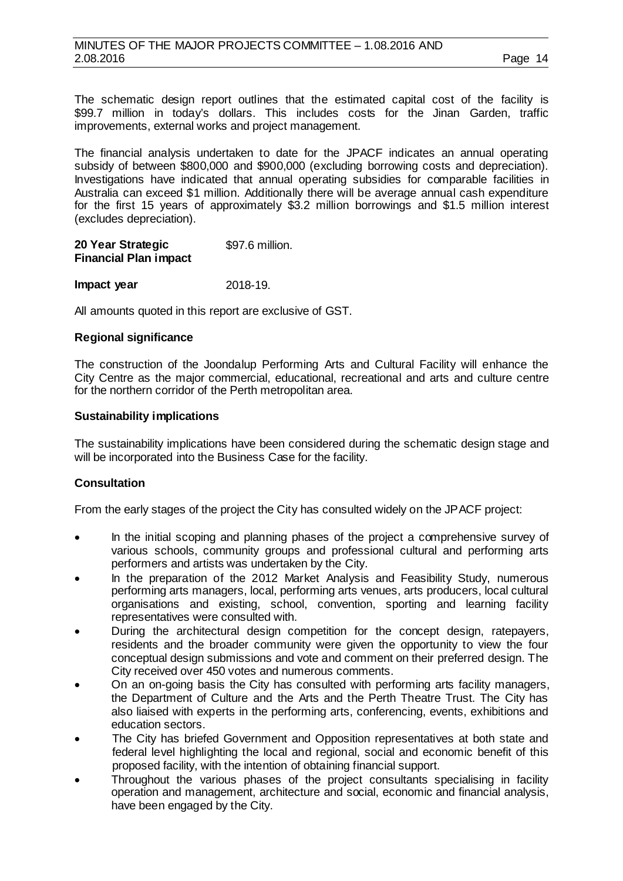The schematic design report outlines that the estimated capital cost of the facility is $99.7 million in today's dollars. This includes costs for the Jinan Garden, traffic improvements, external works and project management.

The financial analysis undertaken to date for the JPACF indicates an annual operating subsidy of between $800,000 and $900,000 (excluding borrowing costs and depreciation). Investigations have indicated that annual operating subsidies for comparable facilities in Australia can exceed $1 million. Additionally there will be average annual cash expenditure for the first 15 years of approximately $3.2 million borrowings and $1.5 million interest (excludes depreciation).

| | |
|---|---|
| **20 Year Strategic Financial Plan impact** | $97.6 million. |
| **Impact year** | 2018-19. |

All amounts quoted in this report are exclusive of GST.

**Regional significance**

The construction of the Joondalup Performing Arts and Cultural Facility will enhance the City Centre as the major commercial, educational, recreational and arts and culture centre for the northern corridor of the Perth metropolitan area.

**Sustainability implications**

The sustainability implications have been considered during the schematic design stage and will be incorporated into the Business Case for the facility.

**Consultation**

From the early stages of the project the City has consulted widely on the JPACF project:

- In the initial scoping and planning phases of the project a comprehensive survey of various schools, community groups and professional cultural and performing arts performers and artists was undertaken by the City.
- In the preparation of the 2012 Market Analysis and Feasibility Study, numerous performing arts managers, local, performing arts venues, arts producers, local cultural organisations and existing, school, convention, sporting and learning facility representatives were consulted with.
- During the architectural design competition for the concept design, ratepayers, residents and the broader community were given the opportunity to view the four conceptual design submissions and vote and comment on their preferred design. The City received over 450 votes and numerous comments.
- On an on-going basis the City has consulted with performing arts facility managers, the Department of Culture and the Arts and the Perth Theatre Trust. The City has also liaised with experts in the performing arts, conferencing, events, exhibitions and education sectors.
- The City has briefed Government and Opposition representatives at both state and federal level highlighting the local and regional, social and economic benefit of this proposed facility, with the intention of obtaining financial support.
- Throughout the various phases of the project consultants specialising in facility operation and management, architecture and social, economic and financial analysis, have been engaged by the City.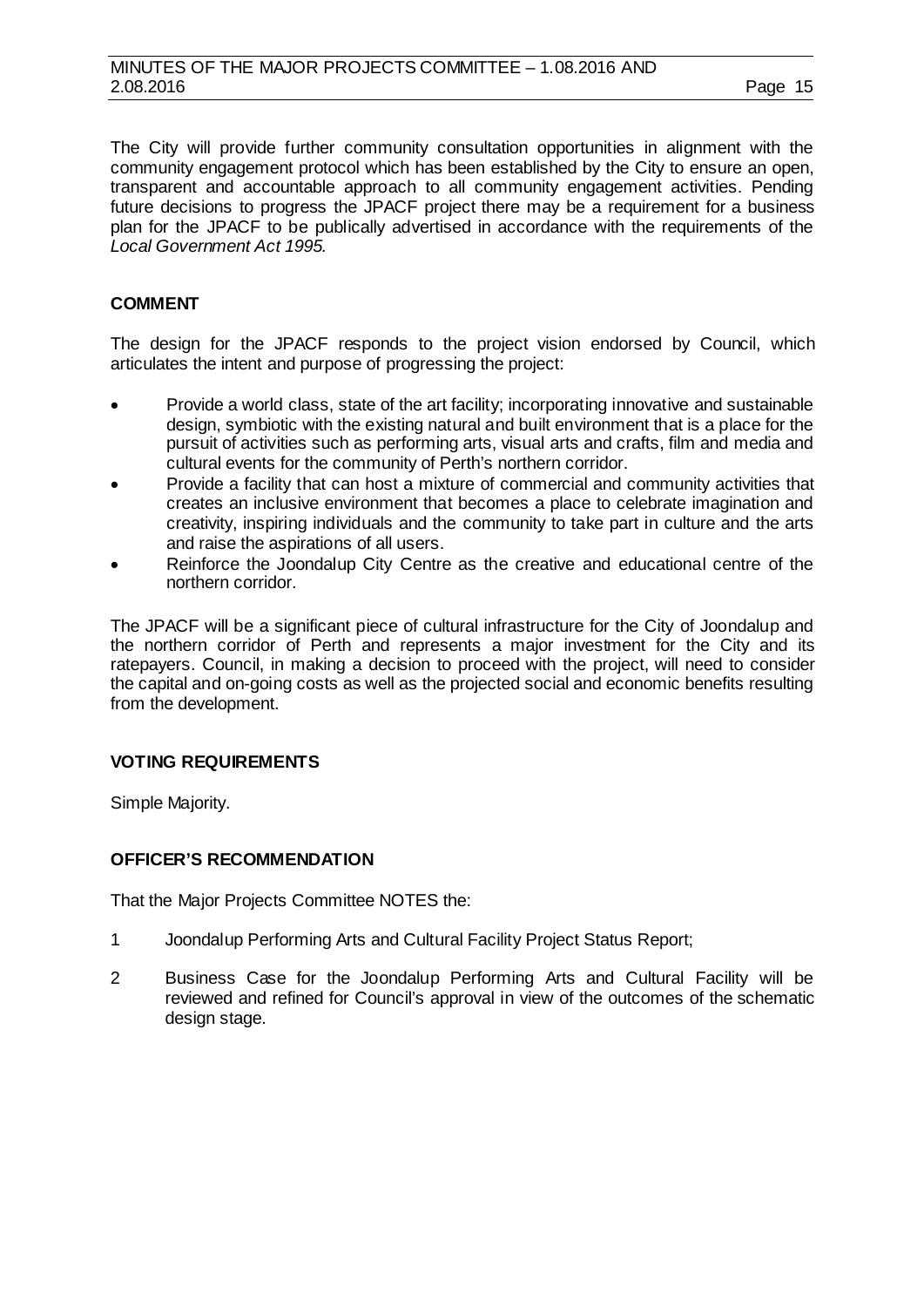The City will provide further community consultation opportunities in alignment with the community engagement protocol which has been established by the City to ensure an open, transparent and accountable approach to all community engagement activities. Pending future decisions to progress the JPACF project there may be a requirement for a business plan for the JPACF to be publically advertised in accordance with the requirements of the *Local Government Act 1995.*

## COMMENT

The design for the JPACF responds to the project vision endorsed by Council, which articulates the intent and purpose of progressing the project:

- Provide a world class, state of the art facility; incorporating innovative and sustainable design, symbiotic with the existing natural and built environment that is a place for the pursuit of activities such as performing arts, visual arts and crafts, film and media and cultural events for the community of Perth's northern corridor.
- Provide a facility that can host a mixture of commercial and community activities that creates an inclusive environment that becomes a place to celebrate imagination and creativity, inspiring individuals and the community to take part in culture and the arts and raise the aspirations of all users.
- Reinforce the Joondalup City Centre as the creative and educational centre of the northern corridor.

The JPACF will be a significant piece of cultural infrastructure for the City of Joondalup and the northern corridor of Perth and represents a major investment for the City and its ratepayers. Council, in making a decision to proceed with the project, will need to consider the capital and on-going costs as well as the projected social and economic benefits resulting from the development.

## VOTING REQUIREMENTS

Simple Majority.

## OFFICER'S RECOMMENDATION

That the Major Projects Committee NOTES the:

1 Joondalup Performing Arts and Cultural Facility Project Status Report;

2 Business Case for the Joondalup Performing Arts and Cultural Facility will be reviewed and refined for Council's approval in view of the outcomes of the schematic design stage.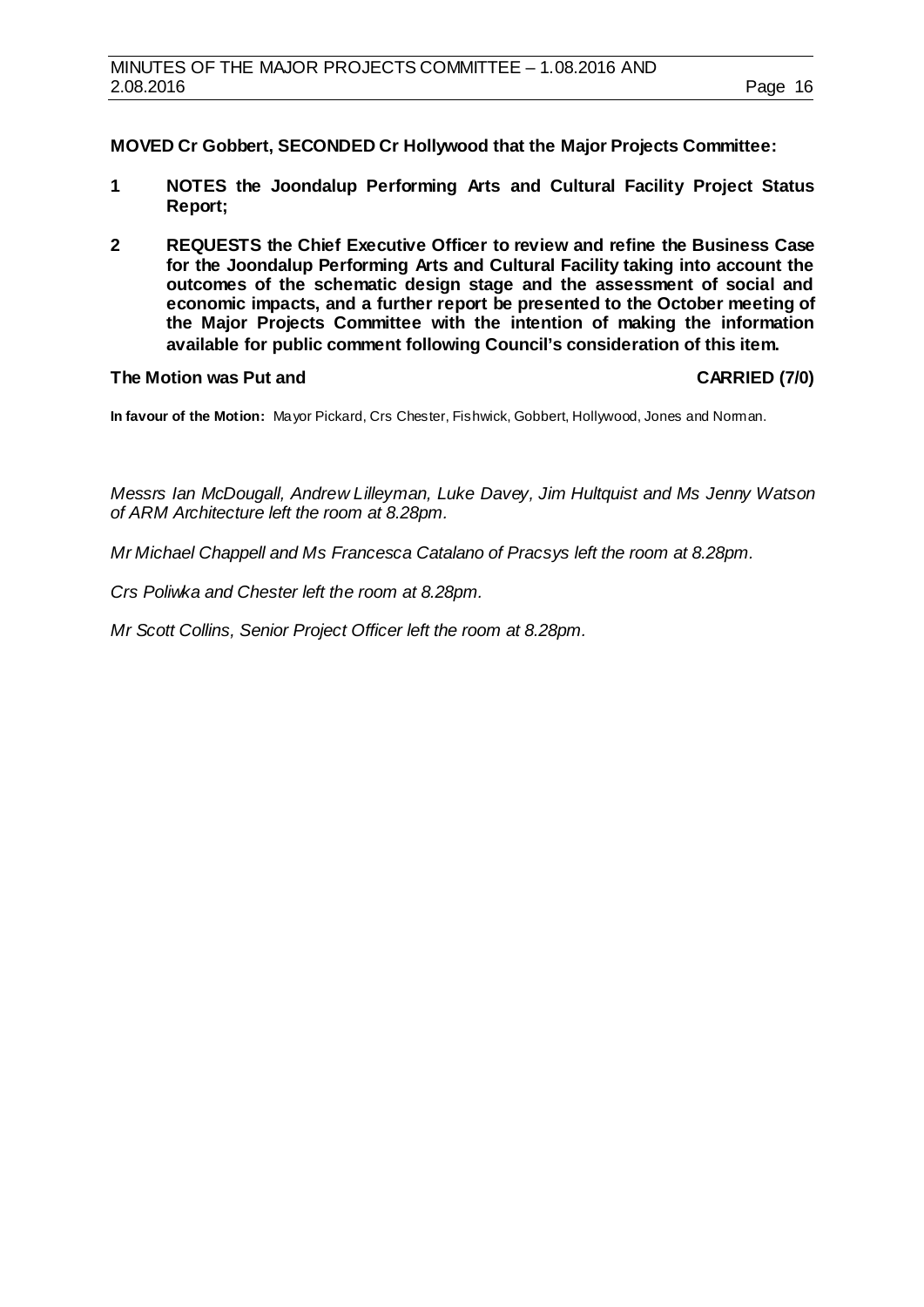**MOVED Cr Gobbert, SECONDED Cr Hollywood that the Major Projects Committee:**

1. **NOTES the Joondalup Performing Arts and Cultural Facility Project Status Report;**
2. **REQUESTS the Chief Executive Officer to review and refine the Business Case for the Joondalup Performing Arts and Cultural Facility taking into account the outcomes of the schematic design stage and the assessment of social and economic impacts, and a further report be presented to the October meeting of the Major Projects Committee with the intention of making the information available for public comment following Council's consideration of this item.**

**The Motion was Put and** **CARRIED (7/0)**

**In favour of the Motion:** Mayor Pickard, Crs Chester, Fishwick, Gobbert, Hollywood, Jones and Norman.

*Messrs Ian McDougall, Andrew Lilleyman, Luke Davey, Jim Hultquist and Ms Jenny Watson of ARM Architecture left the room at 8.28pm.*

*Mr Michael Chappell and Ms Francesca Catalano of Pracsys left the room at 8.28pm.*

*Crs Poliwka and Chester left the room at 8.28pm.*

*Mr Scott Collins, Senior Project Officer left the room at 8.28pm.*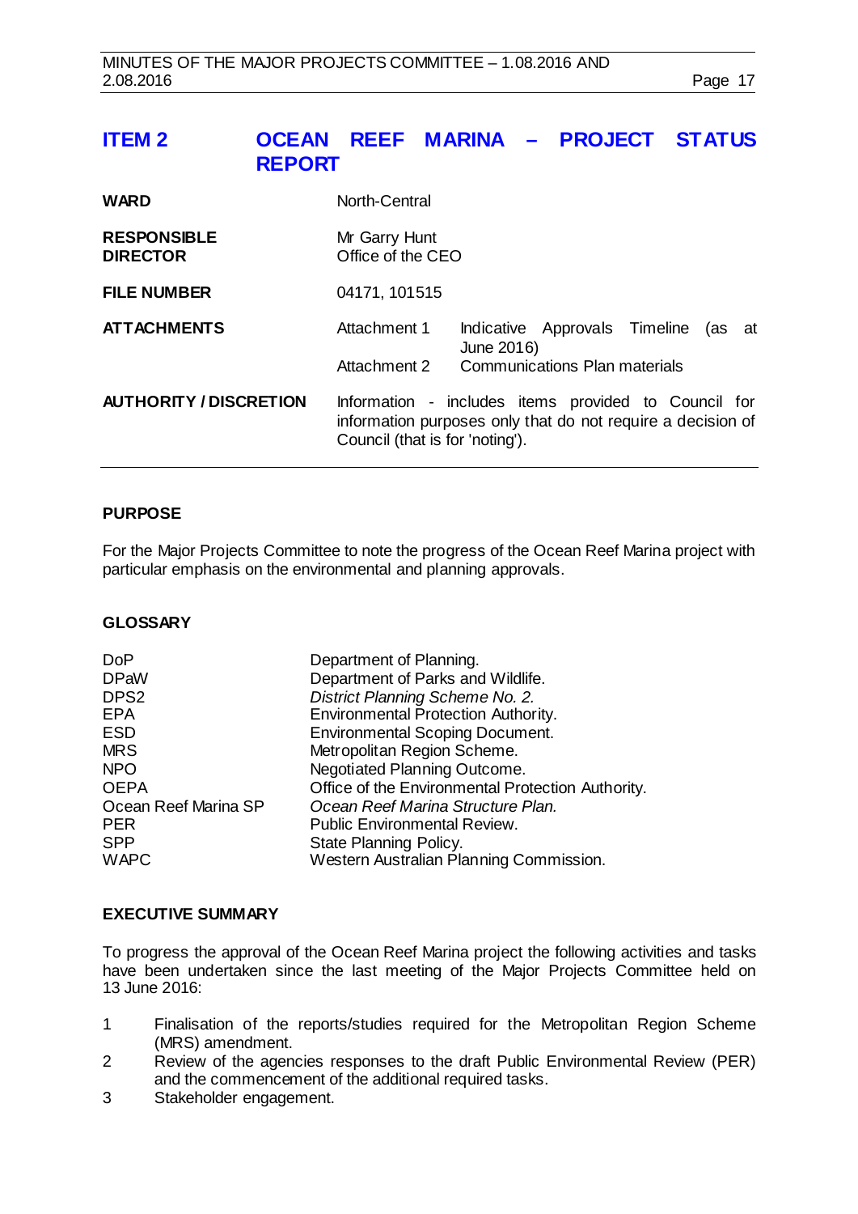## ITEM 2 OCEAN REEF MARINA – PROJECT STATUS REPORT

| | |
|---|---|
| **WARD** | North-Central |
| **RESPONSIBLE DIRECTOR** | Mr Garry Hunt<br>Office of the CEO |
| **FILE NUMBER** | 04171, 101515 |
| **ATTACHMENTS** | Attachment 1 Indicative Approvals Timeline (as at June 2016)<br>Attachment 2 Communications Plan materials |
| **AUTHORITY / DISCRETION** | Information - includes items provided to Council for information purposes only that do not require a decision of Council (that is for 'noting'). |

### PURPOSE

For the Major Projects Committee to note the progress of the Ocean Reef Marina project with particular emphasis on the environmental and planning approvals.

### GLOSSARY

| | |
|---|---|
| DoP | Department of Planning. |
| DPaW | Department of Parks and Wildlife. |
| DPS2 | *District Planning Scheme No. 2.* |
| EPA | Environmental Protection Authority. |
| ESD | Environmental Scoping Document. |
| MRS | Metropolitan Region Scheme. |
| NPO | Negotiated Planning Outcome. |
| OEPA | Office of the Environmental Protection Authority. |
| Ocean Reef Marina SP | *Ocean Reef Marina Structure Plan.* |
| PER | Public Environmental Review. |
| SPP | State Planning Policy. |
| WAPC | Western Australian Planning Commission. |

### EXECUTIVE SUMMARY

To progress the approval of the Ocean Reef Marina project the following activities and tasks have been undertaken since the last meeting of the Major Projects Committee held on 13 June 2016:

1. Finalisation of the reports/studies required for the Metropolitan Region Scheme (MRS) amendment.
2. Review of the agencies responses to the draft Public Environmental Review (PER) and the commencement of the additional required tasks.
3. Stakeholder engagement.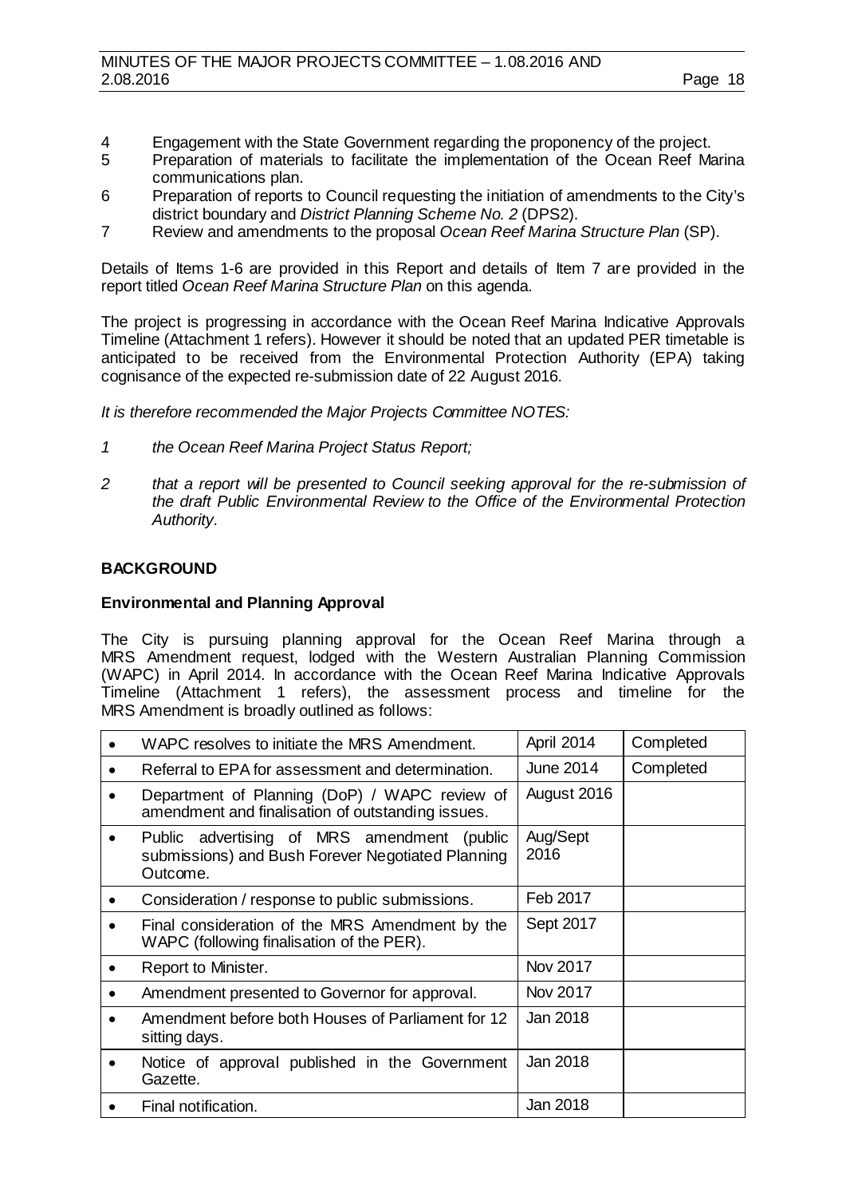4 Engagement with the State Government regarding the proponency of the project.
5 Preparation of materials to facilitate the implementation of the Ocean Reef Marina communications plan.
6 Preparation of reports to Council requesting the initiation of amendments to the City's district boundary and *District Planning Scheme No. 2* (DPS2).
7 Review and amendments to the proposal *Ocean Reef Marina Structure Plan* (SP).

Details of Items 1-6 are provided in this Report and details of Item 7 are provided in the report titled *Ocean Reef Marina Structure Plan* on this agenda.

The project is progressing in accordance with the Ocean Reef Marina Indicative Approvals Timeline (Attachment 1 refers). However it should be noted that an updated PER timetable is anticipated to be received from the Environmental Protection Authority (EPA) taking cognisance of the expected re-submission date of 22 August 2016.

*It is therefore recommended the Major Projects Committee NOTES:*

*1 the Ocean Reef Marina Project Status Report;*

*2 that a report will be presented to Council seeking approval for the re-submission of the draft Public Environmental Review to the Office of the Environmental Protection Authority.*

## BACKGROUND

### Environmental and Planning Approval

The City is pursuing planning approval for the Ocean Reef Marina through a MRS Amendment request, lodged with the Western Australian Planning Commission (WAPC) in April 2014. In accordance with the Ocean Reef Marina Indicative Approvals Timeline (Attachment 1 refers), the assessment process and timeline for the MRS Amendment is broadly outlined as follows:

| Stage | Date | Status |
|---|---|---|
| • WAPC resolves to initiate the MRS Amendment. | April 2014 | Completed |
| • Referral to EPA for assessment and determination. | June 2014 | Completed |
| • Department of Planning (DoP) / WAPC review of amendment and finalisation of outstanding issues. | August 2016 | |
| • Public advertising of MRS amendment (public submissions) and Bush Forever Negotiated Planning Outcome. | Aug/Sept 2016 | |
| • Consideration / response to public submissions. | Feb 2017 | |
| • Final consideration of the MRS Amendment by the WAPC (following finalisation of the PER). | Sept 2017 | |
| • Report to Minister. | Nov 2017 | |
| • Amendment presented to Governor for approval. | Nov 2017 | |
| • Amendment before both Houses of Parliament for 12 sitting days. | Jan 2018 | |
| • Notice of approval published in the Government Gazette. | Jan 2018 | |
| • Final notification. | Jan 2018 | |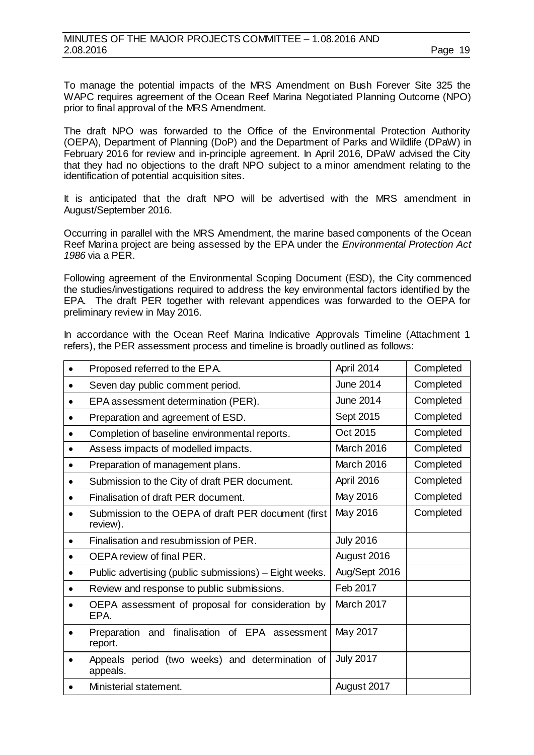To manage the potential impacts of the MRS Amendment on Bush Forever Site 325 the WAPC requires agreement of the Ocean Reef Marina Negotiated Planning Outcome (NPO) prior to final approval of the MRS Amendment.

The draft NPO was forwarded to the Office of the Environmental Protection Authority (OEPA), Department of Planning (DoP) and the Department of Parks and Wildlife (DPaW) in February 2016 for review and in-principle agreement. In April 2016, DPaW advised the City that they had no objections to the draft NPO subject to a minor amendment relating to the identification of potential acquisition sites.

It is anticipated that the draft NPO will be advertised with the MRS amendment in August/September 2016.

Occurring in parallel with the MRS Amendment, the marine based components of the Ocean Reef Marina project are being assessed by the EPA under the *Environmental Protection Act 1986* via a PER.

Following agreement of the Environmental Scoping Document (ESD), the City commenced the studies/investigations required to address the key environmental factors identified by the EPA. The draft PER together with relevant appendices was forwarded to the OEPA for preliminary review in May 2016.

In accordance with the Ocean Reef Marina Indicative Approvals Timeline (Attachment 1 refers), the PER assessment process and timeline is broadly outlined as follows:

| | | |
|---|---|---|
| • Proposed referred to the EPA. | April 2014 | Completed |
| • Seven day public comment period. | June 2014 | Completed |
| • EPA assessment determination (PER). | June 2014 | Completed |
| • Preparation and agreement of ESD. | Sept 2015 | Completed |
| • Completion of baseline environmental reports. | Oct 2015 | Completed |
| • Assess impacts of modelled impacts. | March 2016 | Completed |
| • Preparation of management plans. | March 2016 | Completed |
| • Submission to the City of draft PER document. | April 2016 | Completed |
| • Finalisation of draft PER document. | May 2016 | Completed |
| • Submission to the OEPA of draft PER document (first review). | May 2016 | Completed |
| • Finalisation and resubmission of PER. | July 2016 | |
| • OEPA review of final PER. | August 2016 | |
| • Public advertising (public submissions) – Eight weeks. | Aug/Sept 2016 | |
| • Review and response to public submissions. | Feb 2017 | |
| • OEPA assessment of proposal for consideration by EPA. | March 2017 | |
| • Preparation and finalisation of EPA assessment report. | May 2017 | |
| • Appeals period (two weeks) and determination of appeals. | July 2017 | |
| • Ministerial statement. | August 2017 | |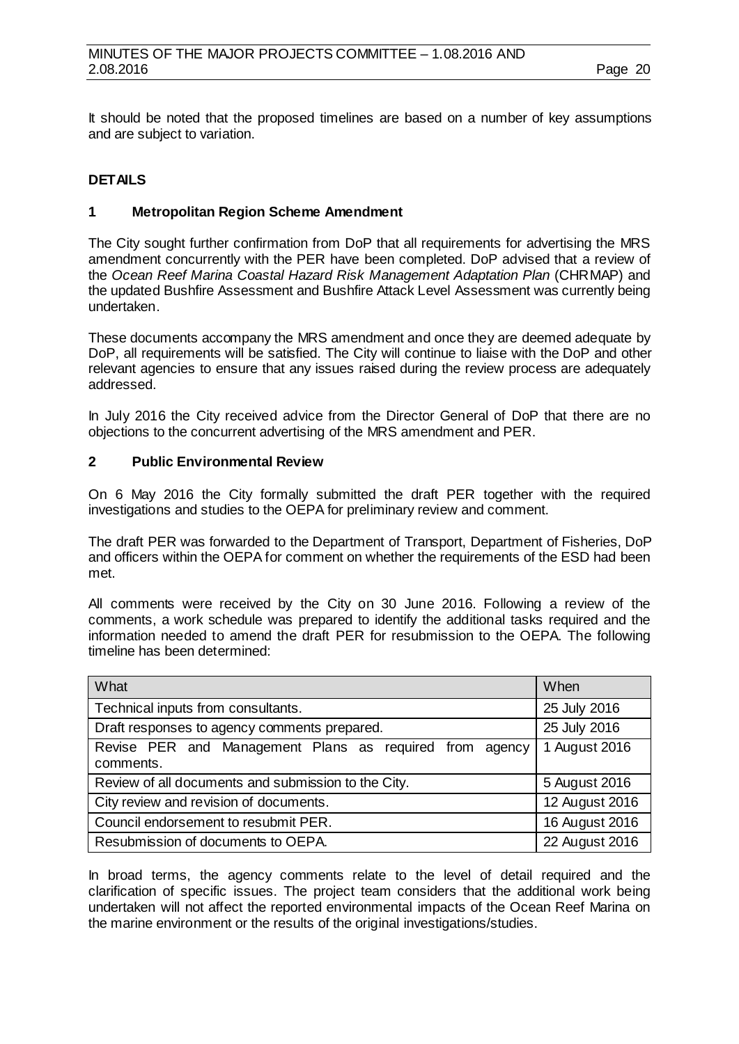It should be noted that the proposed timelines are based on a number of key assumptions and are subject to variation.

**DETAILS**

**1 Metropolitan Region Scheme Amendment**

The City sought further confirmation from DoP that all requirements for advertising the MRS amendment concurrently with the PER have been completed. DoP advised that a review of the *Ocean Reef Marina Coastal Hazard Risk Management Adaptation Plan* (CHRMAP) and the updated Bushfire Assessment and Bushfire Attack Level Assessment was currently being undertaken.

These documents accompany the MRS amendment and once they are deemed adequate by DoP, all requirements will be satisfied. The City will continue to liaise with the DoP and other relevant agencies to ensure that any issues raised during the review process are adequately addressed.

In July 2016 the City received advice from the Director General of DoP that there are no objections to the concurrent advertising of the MRS amendment and PER.

**2 Public Environmental Review**

On 6 May 2016 the City formally submitted the draft PER together with the required investigations and studies to the OEPA for preliminary review and comment.

The draft PER was forwarded to the Department of Transport, Department of Fisheries, DoP and officers within the OEPA for comment on whether the requirements of the ESD had been met.

All comments were received by the City on 30 June 2016. Following a review of the comments, a work schedule was prepared to identify the additional tasks required and the information needed to amend the draft PER for resubmission to the OEPA. The following timeline has been determined:

| What | When |
|---|---|
| Technical inputs from consultants. | 25 July 2016 |
| Draft responses to agency comments prepared. | 25 July 2016 |
| Revise PER and Management Plans as required from agency comments. | 1 August 2016 |
| Review of all documents and submission to the City. | 5 August 2016 |
| City review and revision of documents. | 12 August 2016 |
| Council endorsement to resubmit PER. | 16 August 2016 |
| Resubmission of documents to OEPA. | 22 August 2016 |

In broad terms, the agency comments relate to the level of detail required and the clarification of specific issues. The project team considers that the additional work being undertaken will not affect the reported environmental impacts of the Ocean Reef Marina on the marine environment or the results of the original investigations/studies.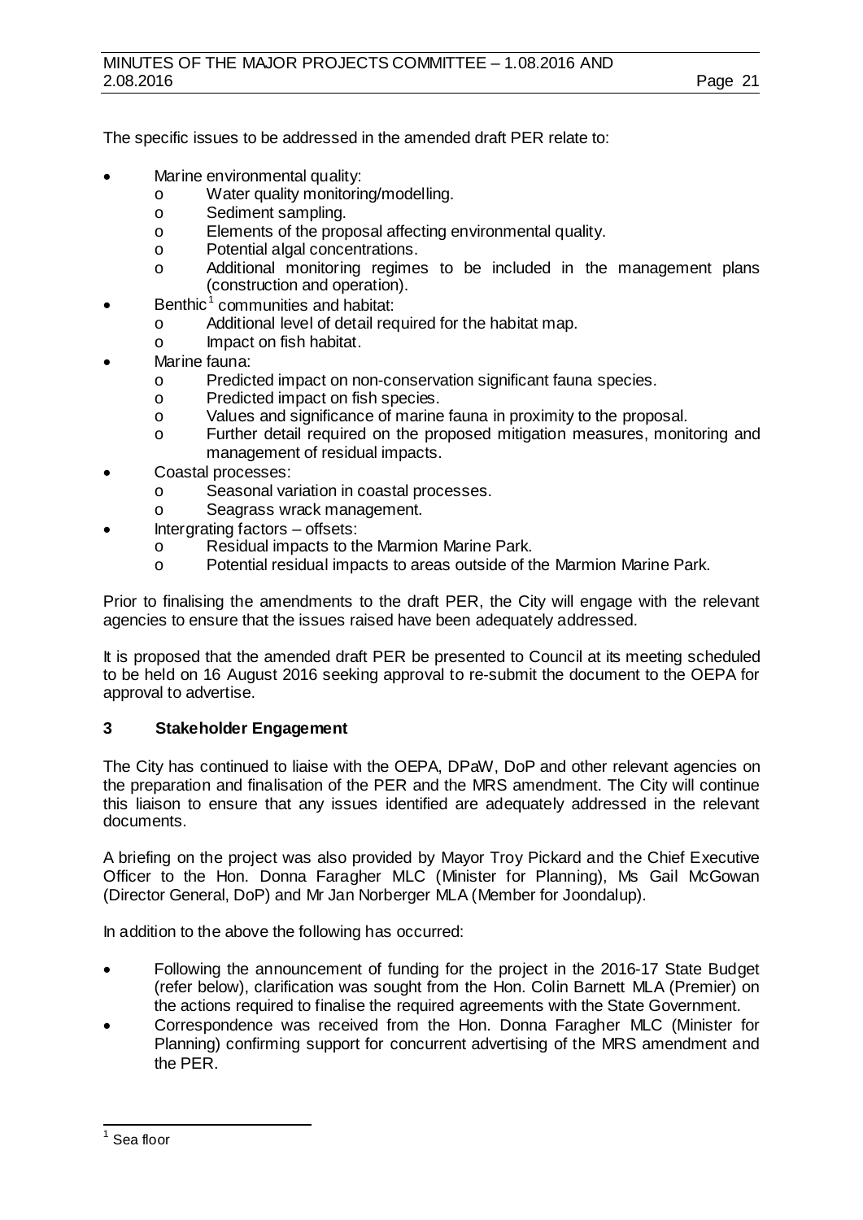The specific issues to be addressed in the amended draft PER relate to:

- Marine environmental quality:
  - Water quality monitoring/modelling.
  - Sediment sampling.
  - Elements of the proposal affecting environmental quality.
  - Potential algal concentrations.
  - Additional monitoring regimes to be included in the management plans (construction and operation).
- Benthic[1] communities and habitat:
  - Additional level of detail required for the habitat map.
  - Impact on fish habitat.
- Marine fauna:
  - Predicted impact on non-conservation significant fauna species.
  - Predicted impact on fish species.
  - Values and significance of marine fauna in proximity to the proposal.
  - Further detail required on the proposed mitigation measures, monitoring and management of residual impacts.
- Coastal processes:
  - Seasonal variation in coastal processes.
  - Seagrass wrack management.
- Intergrating factors – offsets:
  - Residual impacts to the Marmion Marine Park.
  - Potential residual impacts to areas outside of the Marmion Marine Park.

Prior to finalising the amendments to the draft PER, the City will engage with the relevant agencies to ensure that the issues raised have been adequately addressed.

It is proposed that the amended draft PER be presented to Council at its meeting scheduled to be held on 16 August 2016 seeking approval to re-submit the document to the OEPA for approval to advertise.

## 3 Stakeholder Engagement

The City has continued to liaise with the OEPA, DPaW, DoP and other relevant agencies on the preparation and finalisation of the PER and the MRS amendment. The City will continue this liaison to ensure that any issues identified are adequately addressed in the relevant documents.

A briefing on the project was also provided by Mayor Troy Pickard and the Chief Executive Officer to the Hon. Donna Faragher MLC (Minister for Planning), Ms Gail McGowan (Director General, DoP) and Mr Jan Norberger MLA (Member for Joondalup).

In addition to the above the following has occurred:

- Following the announcement of funding for the project in the 2016-17 State Budget (refer below), clarification was sought from the Hon. Colin Barnett MLA (Premier) on the actions required to finalise the required agreements with the State Government.
- Correspondence was received from the Hon. Donna Faragher MLC (Minister for Planning) confirming support for concurrent advertising of the MRS amendment and the PER.

---

[1] Sea floor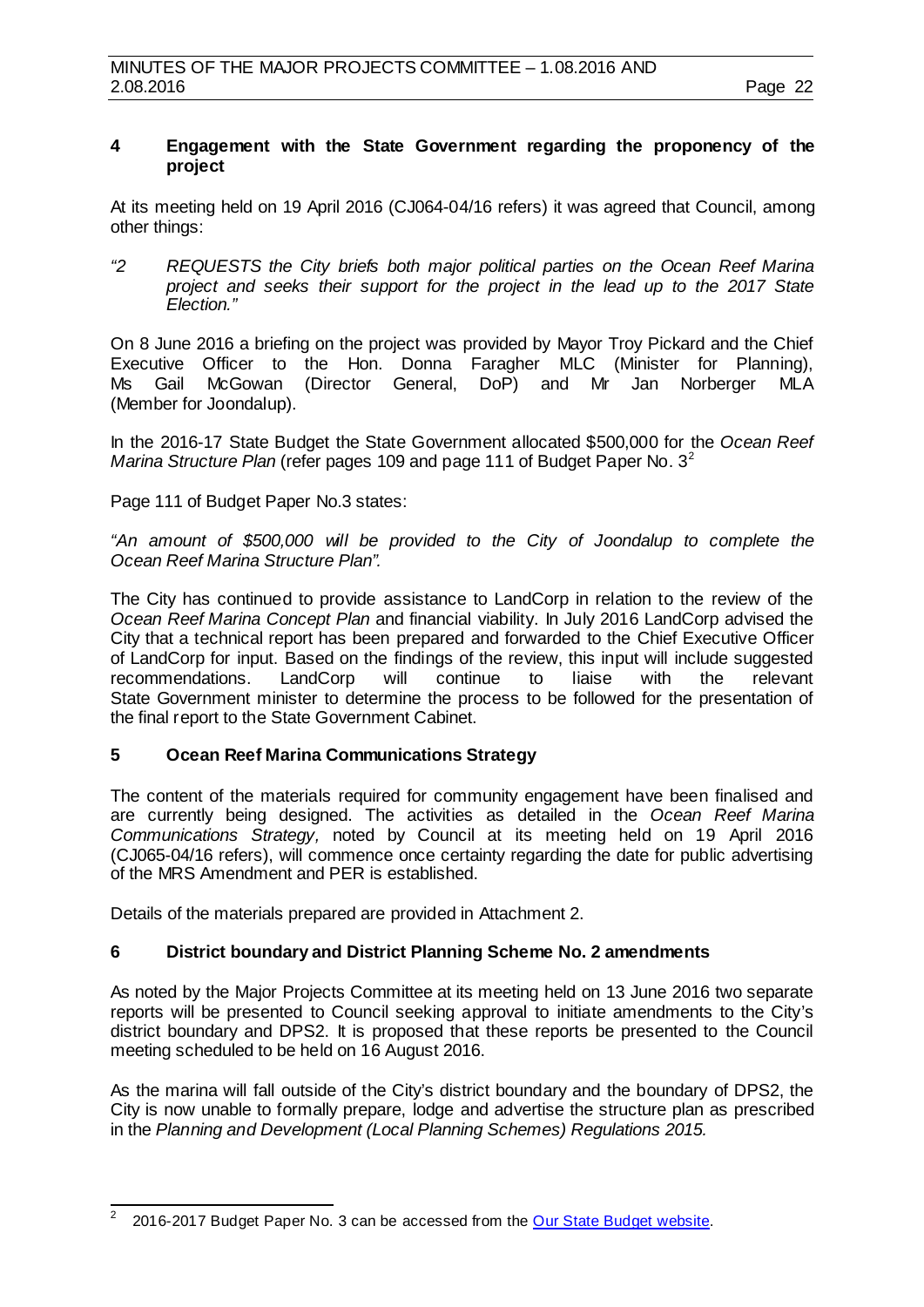## 4 Engagement with the State Government regarding the proponency of the project

At its meeting held on 19 April 2016 (CJ064-04/16 refers) it was agreed that Council, among other things:

*"2 REQUESTS the City briefs both major political parties on the Ocean Reef Marina project and seeks their support for the project in the lead up to the 2017 State Election."*

On 8 June 2016 a briefing on the project was provided by Mayor Troy Pickard and the Chief Executive Officer to the Hon. Donna Faragher MLC (Minister for Planning), Ms Gail McGowan (Director General, DoP) and Mr Jan Norberger MLA (Member for Joondalup).

In the 2016-17 State Budget the State Government allocated $500,000 for the *Ocean Reef Marina Structure Plan* (refer pages 109 and page 111 of Budget Paper No. 3[2]

Page 111 of Budget Paper No.3 states:

*"An amount of $500,000 will be provided to the City of Joondalup to complete the Ocean Reef Marina Structure Plan".*

The City has continued to provide assistance to LandCorp in relation to the review of the *Ocean Reef Marina Concept Plan* and financial viability. In July 2016 LandCorp advised the City that a technical report has been prepared and forwarded to the Chief Executive Officer of LandCorp for input. Based on the findings of the review, this input will include suggested recommendations. LandCorp will continue to liaise with the relevant State Government minister to determine the process to be followed for the presentation of the final report to the State Government Cabinet.

## 5 Ocean Reef Marina Communications Strategy

The content of the materials required for community engagement have been finalised and are currently being designed. The activities as detailed in the *Ocean Reef Marina Communications Strategy,* noted by Council at its meeting held on 19 April 2016 (CJ065-04/16 refers), will commence once certainty regarding the date for public advertising of the MRS Amendment and PER is established.

Details of the materials prepared are provided in Attachment 2.

## 6 District boundary and District Planning Scheme No. 2 amendments

As noted by the Major Projects Committee at its meeting held on 13 June 2016 two separate reports will be presented to Council seeking approval to initiate amendments to the City's district boundary and DPS2. It is proposed that these reports be presented to the Council meeting scheduled to be held on 16 August 2016.

As the marina will fall outside of the City's district boundary and the boundary of DPS2, the City is now unable to formally prepare, lodge and advertise the structure plan as prescribed in the *Planning and Development (Local Planning Schemes) Regulations 2015.*

---

[2] 2016-2017 Budget Paper No. 3 can be accessed from the Our State Budget website.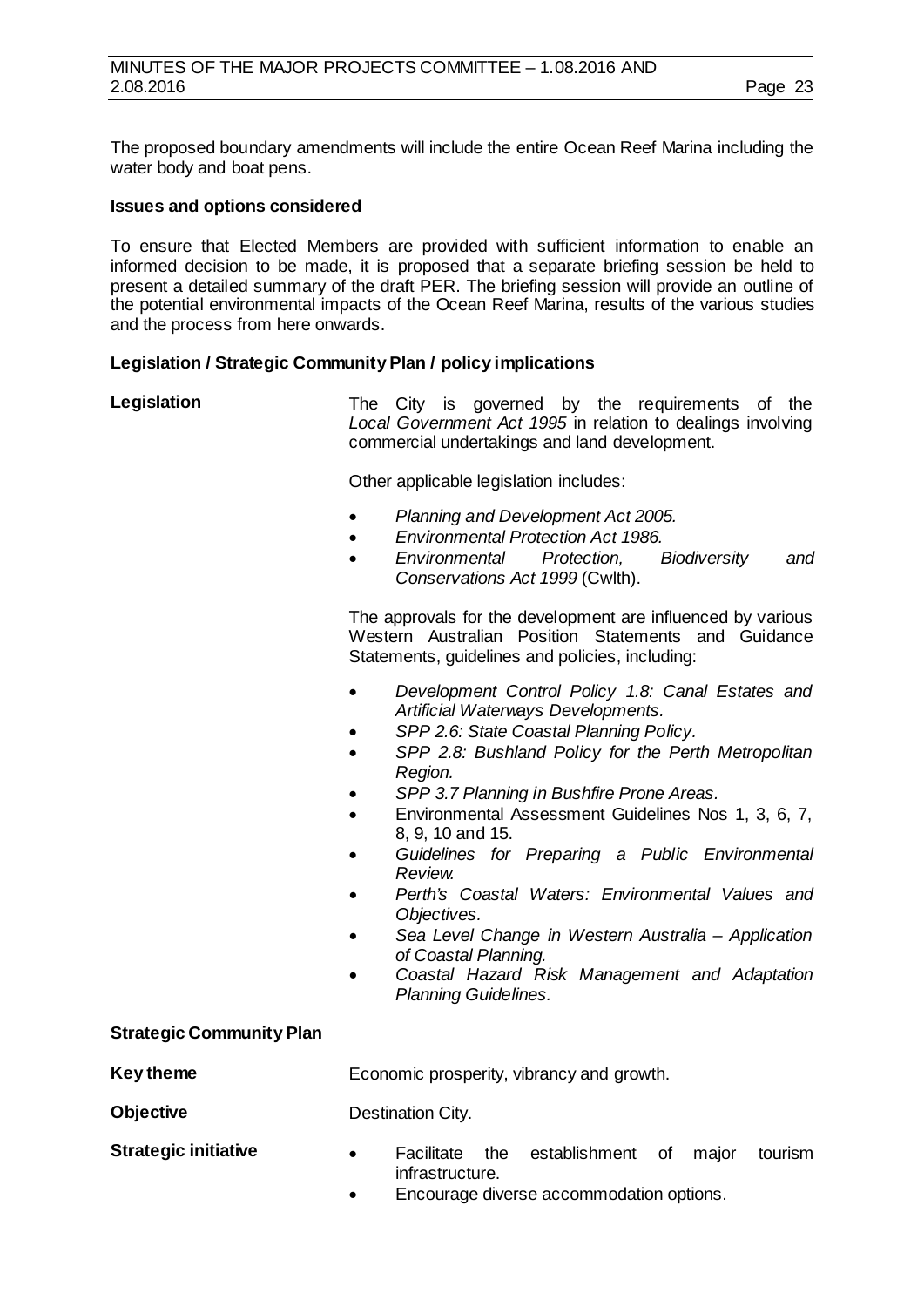The proposed boundary amendments will include the entire Ocean Reef Marina including the water body and boat pens.

**Issues and options considered**

To ensure that Elected Members are provided with sufficient information to enable an informed decision to be made, it is proposed that a separate briefing session be held to present a detailed summary of the draft PER. The briefing session will provide an outline of the potential environmental impacts of the Ocean Reef Marina, results of the various studies and the process from here onwards.

**Legislation / Strategic Community Plan / policy implications**

**Legislation**

The City is governed by the requirements of the *Local Government Act 1995* in relation to dealings involving commercial undertakings and land development.

Other applicable legislation includes:

- *Planning and Development Act 2005.*
- *Environmental Protection Act 1986.*
- *Environmental Protection, Biodiversity and Conservations Act 1999* (Cwlth).

The approvals for the development are influenced by various Western Australian Position Statements and Guidance Statements, guidelines and policies, including:

- *Development Control Policy 1.8: Canal Estates and Artificial Waterways Developments.*
- *SPP 2.6: State Coastal Planning Policy.*
- *SPP 2.8: Bushland Policy for the Perth Metropolitan Region.*
- *SPP 3.7 Planning in Bushfire Prone Areas.*
- Environmental Assessment Guidelines Nos 1, 3, 6, 7, 8, 9, 10 and 15.
- *Guidelines for Preparing a Public Environmental Review.*
- *Perth's Coastal Waters: Environmental Values and Objectives.*
- *Sea Level Change in Western Australia – Application of Coastal Planning.*
- *Coastal Hazard Risk Management and Adaptation Planning Guidelines.*

**Strategic Community Plan**

**Key theme** Economic prosperity, vibrancy and growth.

**Objective** Destination City.

**Strategic initiative**

- Facilitate the establishment of major tourism infrastructure.
- Encourage diverse accommodation options.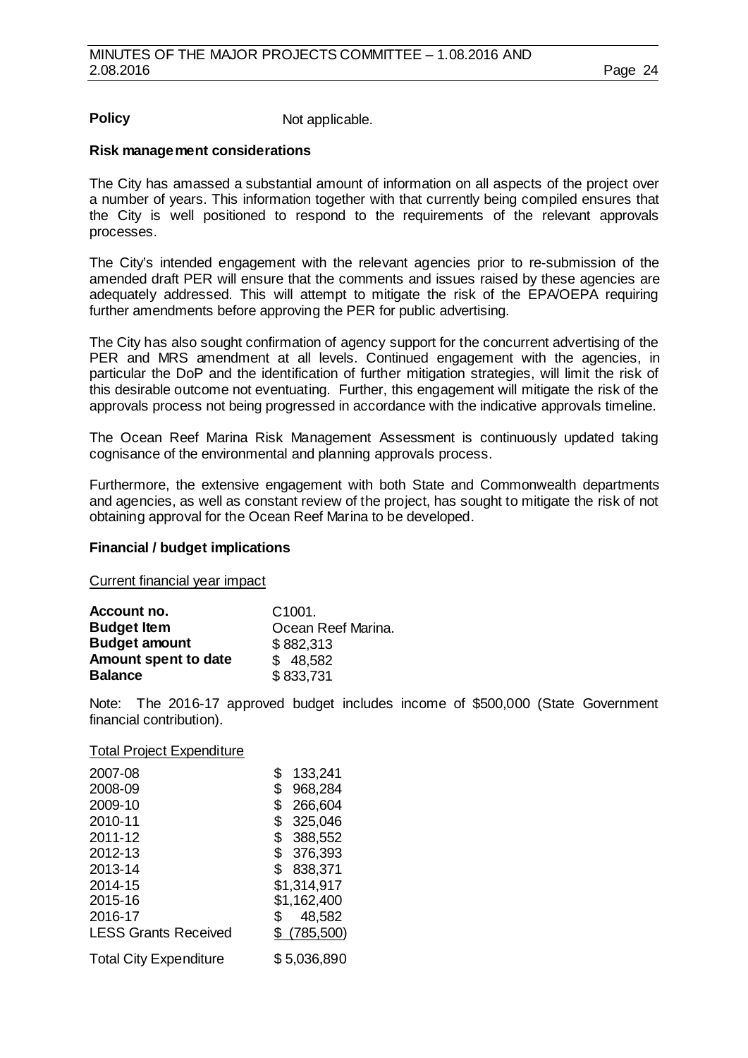**Policy** Not applicable.

**Risk management considerations**

The City has amassed a substantial amount of information on all aspects of the project over a number of years. This information together with that currently being compiled ensures that the City is well positioned to respond to the requirements of the relevant approvals processes.

The City's intended engagement with the relevant agencies prior to re-submission of the amended draft PER will ensure that the comments and issues raised by these agencies are adequately addressed. This will attempt to mitigate the risk of the EPA/OEPA requiring further amendments before approving the PER for public advertising.

The City has also sought confirmation of agency support for the concurrent advertising of the PER and MRS amendment at all levels. Continued engagement with the agencies, in particular the DoP and the identification of further mitigation strategies, will limit the risk of this desirable outcome not eventuating. Further, this engagement will mitigate the risk of the approvals process not being progressed in accordance with the indicative approvals timeline.

The Ocean Reef Marina Risk Management Assessment is continuously updated taking cognisance of the environmental and planning approvals process.

Furthermore, the extensive engagement with both State and Commonwealth departments and agencies, as well as constant review of the project, has sought to mitigate the risk of not obtaining approval for the Ocean Reef Marina to be developed.

**Financial / budget implications**

Current financial year impact

| | |
|---|---|
| **Account no.** | C1001. |
| **Budget Item** | Ocean Reef Marina. |
| **Budget amount** | $ 882,313 |
| **Amount spent to date** | $ 48,582 |
| **Balance** | $ 833,731 |

Note: The 2016-17 approved budget includes income of $500,000 (State Government financial contribution).

Total Project Expenditure

| | |
|---|---|
| 2007-08 | $ 133,241 |
| 2008-09 | $ 968,284 |
| 2009-10 | $ 266,604 |
| 2010-11 | $ 325,046 |
| 2011-12 | $ 388,552 |
| 2012-13 | $ 376,393 |
| 2013-14 | $ 838,371 |
| 2014-15 | $1,314,917 |
| 2015-16 | $1,162,400 |
| 2016-17 | $ 48,582 |
| LESS Grants Received | $ (785,500) |
| Total City Expenditure | $ 5,036,890 |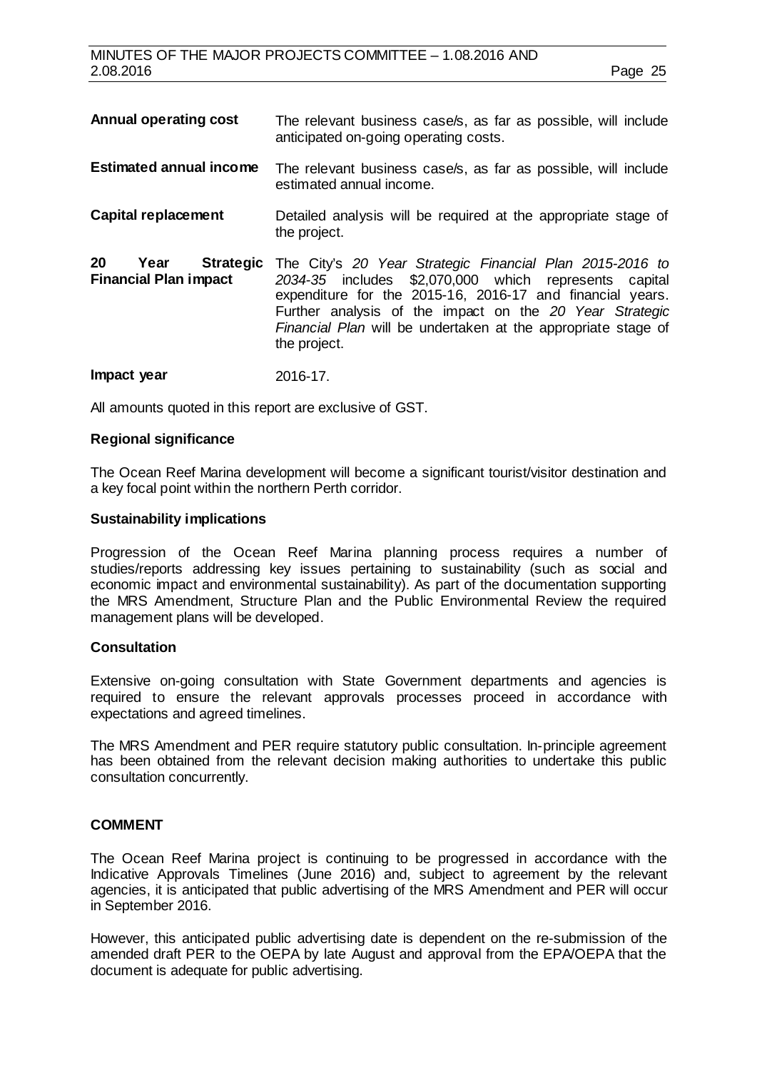| | |
|---|---|
| **Annual operating cost** | The relevant business case/s, as far as possible, will include anticipated on-going operating costs. |
| **Estimated annual income** | The relevant business case/s, as far as possible, will include estimated annual income. |
| **Capital replacement** | Detailed analysis will be required at the appropriate stage of the project. |
| **20 Year Strategic Financial Plan impact** | The City's *20 Year Strategic Financial Plan 2015-2016 to 2034-35* includes $2,070,000 which represents capital expenditure for the 2015-16, 2016-17 and financial years. Further analysis of the impact on the *20 Year Strategic Financial Plan* will be undertaken at the appropriate stage of the project. |
| **Impact year** | 2016-17. |

All amounts quoted in this report are exclusive of GST.

**Regional significance**

The Ocean Reef Marina development will become a significant tourist/visitor destination and a key focal point within the northern Perth corridor.

**Sustainability implications**

Progression of the Ocean Reef Marina planning process requires a number of studies/reports addressing key issues pertaining to sustainability (such as social and economic impact and environmental sustainability). As part of the documentation supporting the MRS Amendment, Structure Plan and the Public Environmental Review the required management plans will be developed.

**Consultation**

Extensive on-going consultation with State Government departments and agencies is required to ensure the relevant approvals processes proceed in accordance with expectations and agreed timelines.

The MRS Amendment and PER require statutory public consultation. In-principle agreement has been obtained from the relevant decision making authorities to undertake this public consultation concurrently.

**COMMENT**

The Ocean Reef Marina project is continuing to be progressed in accordance with the Indicative Approvals Timelines (June 2016) and, subject to agreement by the relevant agencies, it is anticipated that public advertising of the MRS Amendment and PER will occur in September 2016.

However, this anticipated public advertising date is dependent on the re-submission of the amended draft PER to the OEPA by late August and approval from the EPA/OEPA that the document is adequate for public advertising.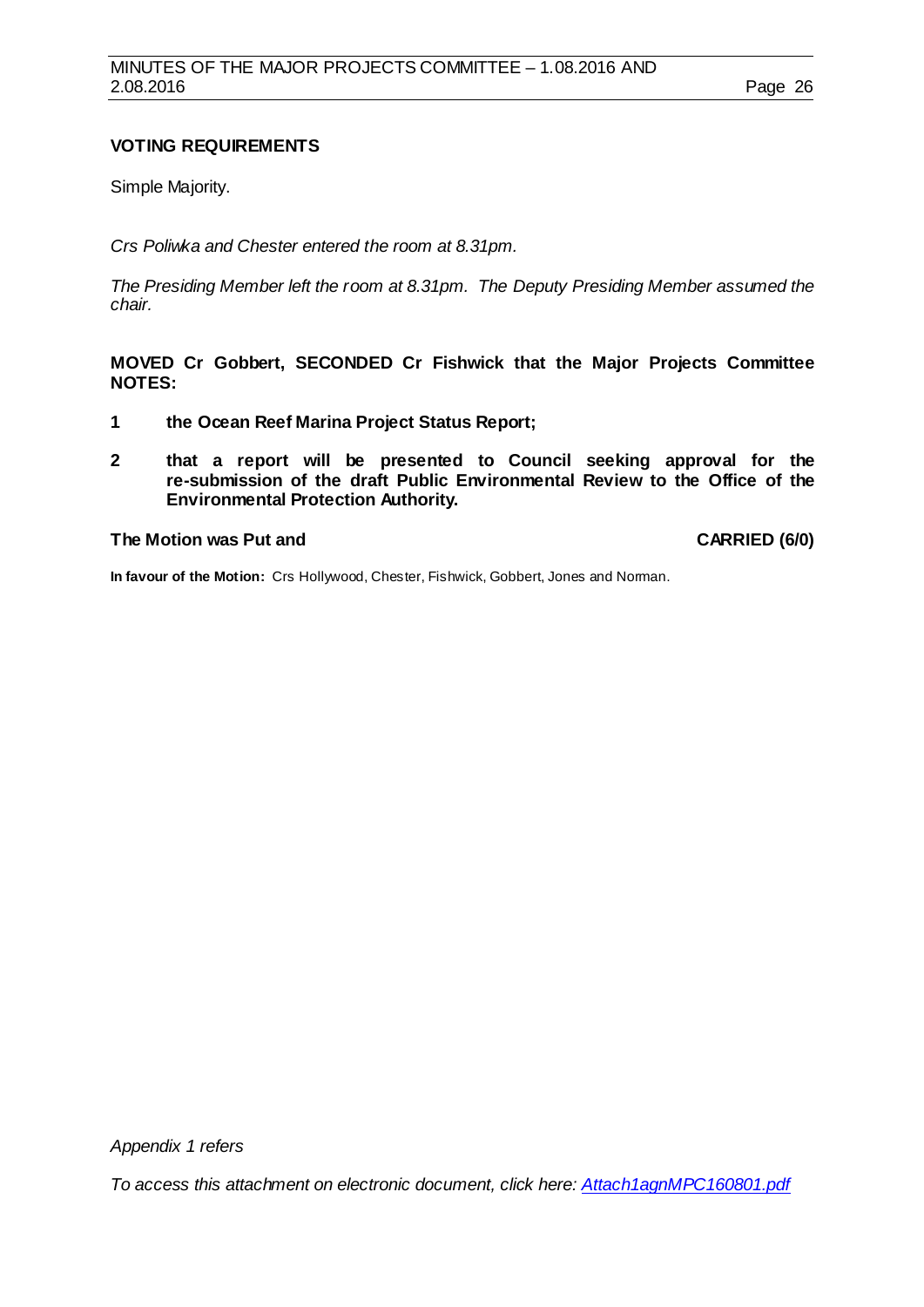**VOTING REQUIREMENTS**

Simple Majority.

*Crs Poliwka and Chester entered the room at 8.31pm.*

*The Presiding Member left the room at 8.31pm. The Deputy Presiding Member assumed the chair.*

**MOVED Cr Gobbert, SECONDED Cr Fishwick that the Major Projects Committee NOTES:**

**1 the Ocean Reef Marina Project Status Report;**

**2 that a report will be presented to Council seeking approval for the re-submission of the draft Public Environmental Review to the Office of the Environmental Protection Authority.**

**The Motion was Put and CARRIED (6/0)**

**In favour of the Motion:** Crs Hollywood, Chester, Fishwick, Gobbert, Jones and Norman.

*Appendix 1 refers*

*To access this attachment on electronic document, click here: Attach1agnMPC160801.pdf*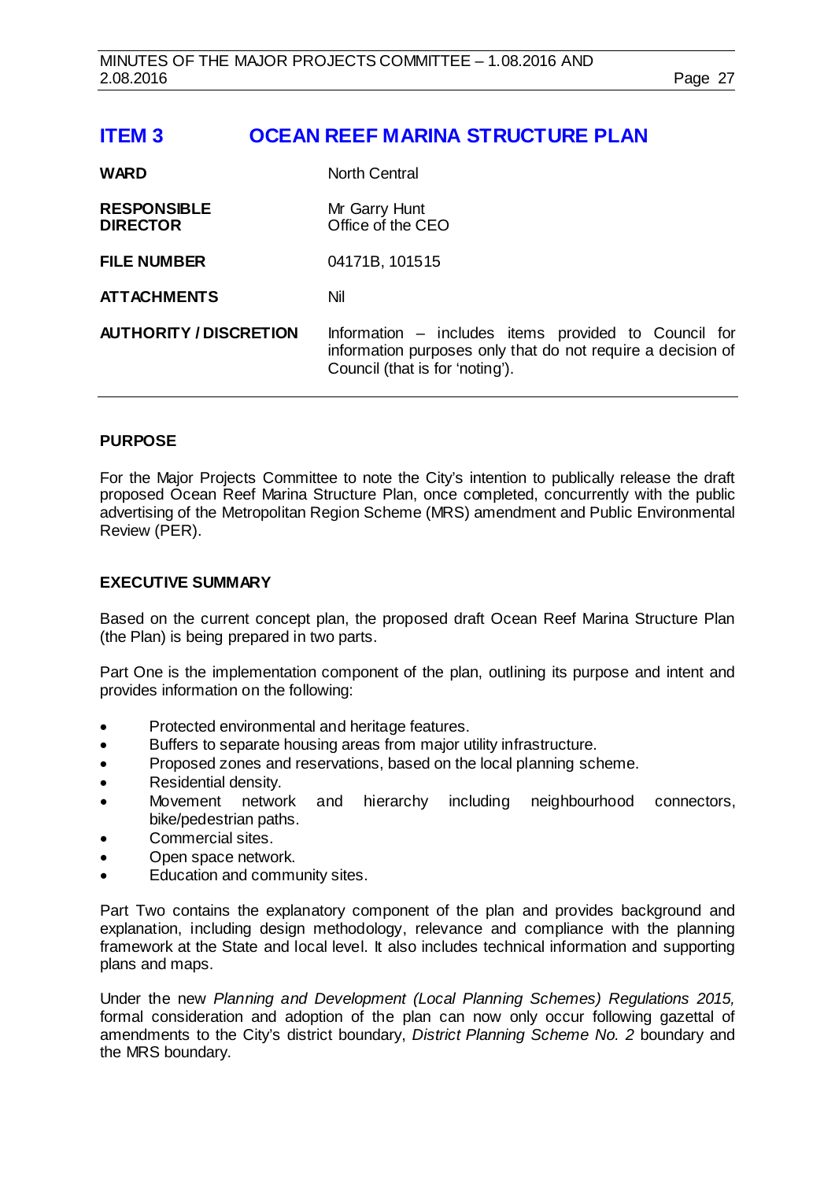## ITEM 3 OCEAN REEF MARINA STRUCTURE PLAN

| | |
|---|---|
| **WARD** | North Central |
| **RESPONSIBLE DIRECTOR** | Mr Garry Hunt<br>Office of the CEO |
| **FILE NUMBER** | 04171B, 101515 |
| **ATTACHMENTS** | Nil |
| **AUTHORITY / DISCRETION** | Information – includes items provided to Council for information purposes only that do not require a decision of Council (that is for 'noting'). |

### PURPOSE

For the Major Projects Committee to note the City's intention to publically release the draft proposed Ocean Reef Marina Structure Plan, once completed, concurrently with the public advertising of the Metropolitan Region Scheme (MRS) amendment and Public Environmental Review (PER).

### EXECUTIVE SUMMARY

Based on the current concept plan, the proposed draft Ocean Reef Marina Structure Plan (the Plan) is being prepared in two parts.

Part One is the implementation component of the plan, outlining its purpose and intent and provides information on the following:

- Protected environmental and heritage features.
- Buffers to separate housing areas from major utility infrastructure.
- Proposed zones and reservations, based on the local planning scheme.
- Residential density.
- Movement network and hierarchy including neighbourhood connectors, bike/pedestrian paths.
- Commercial sites.
- Open space network.
- Education and community sites.

Part Two contains the explanatory component of the plan and provides background and explanation, including design methodology, relevance and compliance with the planning framework at the State and local level. It also includes technical information and supporting plans and maps.

Under the new *Planning and Development (Local Planning Schemes) Regulations 2015,* formal consideration and adoption of the plan can now only occur following gazettal of amendments to the City's district boundary, *District Planning Scheme No. 2* boundary and the MRS boundary.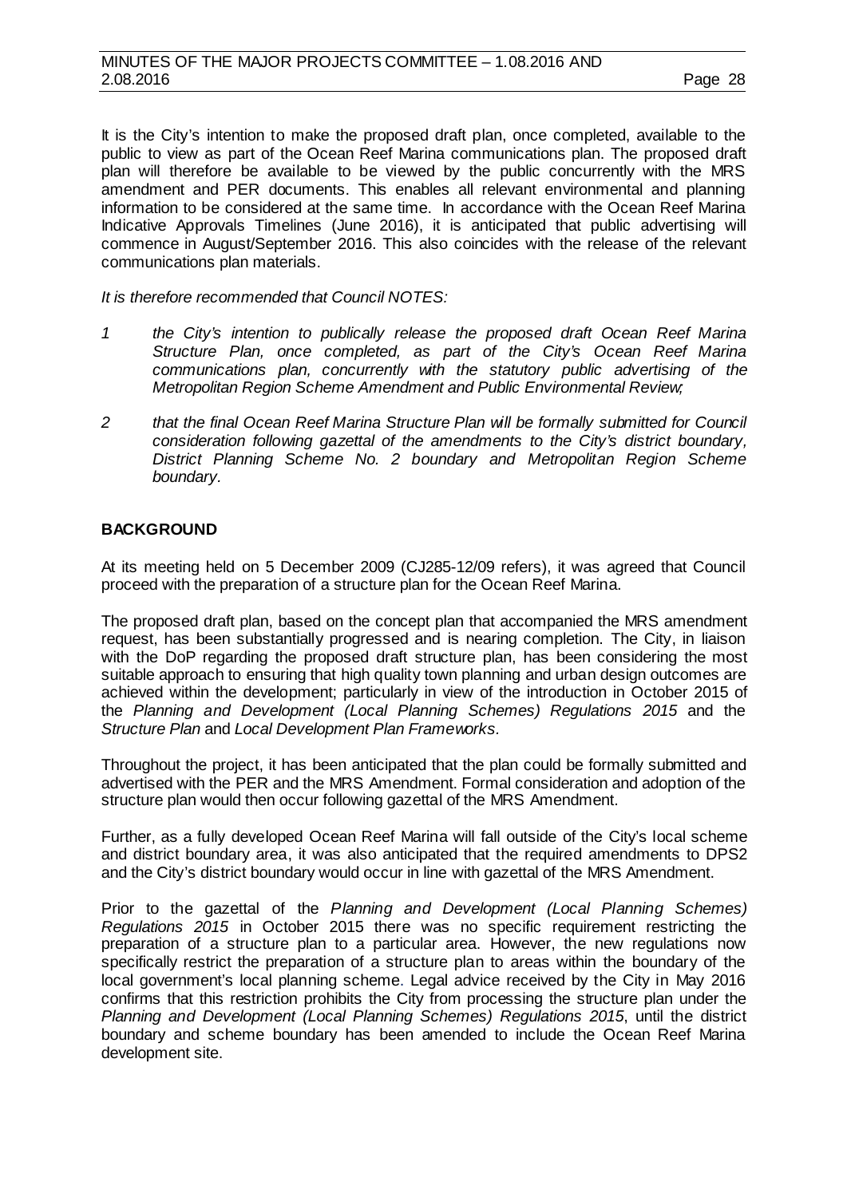It is the City's intention to make the proposed draft plan, once completed, available to the public to view as part of the Ocean Reef Marina communications plan. The proposed draft plan will therefore be available to be viewed by the public concurrently with the MRS amendment and PER documents. This enables all relevant environmental and planning information to be considered at the same time. In accordance with the Ocean Reef Marina Indicative Approvals Timelines (June 2016), it is anticipated that public advertising will commence in August/September 2016. This also coincides with the release of the relevant communications plan materials.

*It is therefore recommended that Council NOTES:*

*1 the City's intention to publically release the proposed draft Ocean Reef Marina Structure Plan, once completed, as part of the City's Ocean Reef Marina communications plan, concurrently with the statutory public advertising of the Metropolitan Region Scheme Amendment and Public Environmental Review;*

*2 that the final Ocean Reef Marina Structure Plan will be formally submitted for Council consideration following gazettal of the amendments to the City's district boundary, District Planning Scheme No. 2 boundary and Metropolitan Region Scheme boundary.*

**BACKGROUND**

At its meeting held on 5 December 2009 (CJ285-12/09 refers), it was agreed that Council proceed with the preparation of a structure plan for the Ocean Reef Marina.

The proposed draft plan, based on the concept plan that accompanied the MRS amendment request, has been substantially progressed and is nearing completion. The City, in liaison with the DoP regarding the proposed draft structure plan, has been considering the most suitable approach to ensuring that high quality town planning and urban design outcomes are achieved within the development; particularly in view of the introduction in October 2015 of the *Planning and Development (Local Planning Schemes) Regulations 2015* and the *Structure Plan* and *Local Development Plan Frameworks*.

Throughout the project, it has been anticipated that the plan could be formally submitted and advertised with the PER and the MRS Amendment. Formal consideration and adoption of the structure plan would then occur following gazettal of the MRS Amendment.

Further, as a fully developed Ocean Reef Marina will fall outside of the City's local scheme and district boundary area, it was also anticipated that the required amendments to DPS2 and the City's district boundary would occur in line with gazettal of the MRS Amendment.

Prior to the gazettal of the *Planning and Development (Local Planning Schemes) Regulations 2015* in October 2015 there was no specific requirement restricting the preparation of a structure plan to a particular area. However, the new regulations now specifically restrict the preparation of a structure plan to areas within the boundary of the local government's local planning scheme. Legal advice received by the City in May 2016 confirms that this restriction prohibits the City from processing the structure plan under the *Planning and Development (Local Planning Schemes) Regulations 2015*, until the district boundary and scheme boundary has been amended to include the Ocean Reef Marina development site.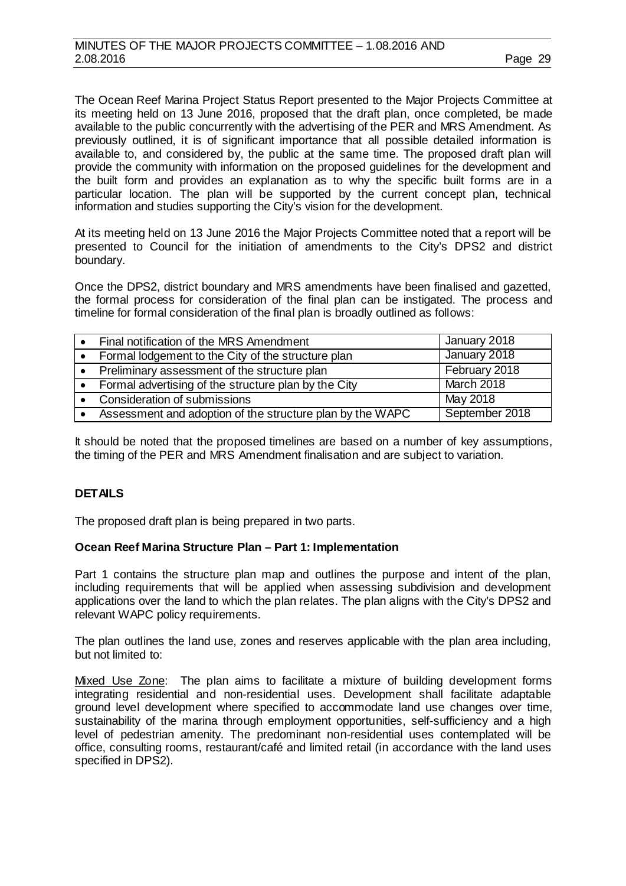The Ocean Reef Marina Project Status Report presented to the Major Projects Committee at its meeting held on 13 June 2016, proposed that the draft plan, once completed, be made available to the public concurrently with the advertising of the PER and MRS Amendment. As previously outlined, it is of significant importance that all possible detailed information is available to, and considered by, the public at the same time. The proposed draft plan will provide the community with information on the proposed guidelines for the development and the built form and provides an explanation as to why the specific built forms are in a particular location. The plan will be supported by the current concept plan, technical information and studies supporting the City's vision for the development.

At its meeting held on 13 June 2016 the Major Projects Committee noted that a report will be presented to Council for the initiation of amendments to the City's DPS2 and district boundary.

Once the DPS2, district boundary and MRS amendments have been finalised and gazetted, the formal process for consideration of the final plan can be instigated. The process and timeline for formal consideration of the final plan is broadly outlined as follows:

| | |
|---|---|
| • Final notification of the MRS Amendment | January 2018 |
| • Formal lodgement to the City of the structure plan | January 2018 |
| • Preliminary assessment of the structure plan | February 2018 |
| • Formal advertising of the structure plan by the City | March 2018 |
| • Consideration of submissions | May 2018 |
| • Assessment and adoption of the structure plan by the WAPC | September 2018 |

It should be noted that the proposed timelines are based on a number of key assumptions, the timing of the PER and MRS Amendment finalisation and are subject to variation.

## DETAILS

The proposed draft plan is being prepared in two parts.

### Ocean Reef Marina Structure Plan – Part 1: Implementation

Part 1 contains the structure plan map and outlines the purpose and intent of the plan, including requirements that will be applied when assessing subdivision and development applications over the land to which the plan relates. The plan aligns with the City's DPS2 and relevant WAPC policy requirements.

The plan outlines the land use, zones and reserves applicable with the plan area including, but not limited to:

<u>Mixed Use Zone</u>: The plan aims to facilitate a mixture of building development forms integrating residential and non-residential uses. Development shall facilitate adaptable ground level development where specified to accommodate land use changes over time, sustainability of the marina through employment opportunities, self-sufficiency and a high level of pedestrian amenity. The predominant non-residential uses contemplated will be office, consulting rooms, restaurant/café and limited retail (in accordance with the land uses specified in DPS2).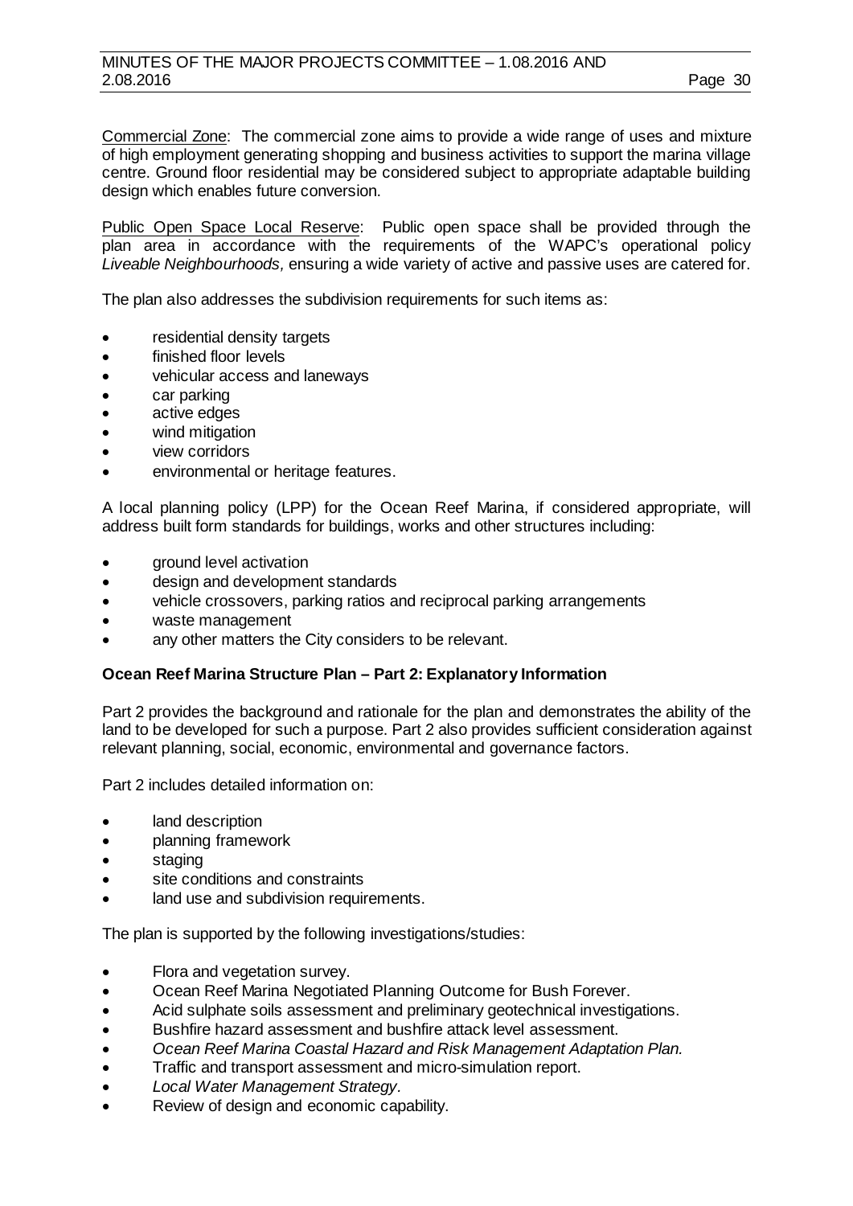Commercial Zone: The commercial zone aims to provide a wide range of uses and mixture of high employment generating shopping and business activities to support the marina village centre. Ground floor residential may be considered subject to appropriate adaptable building design which enables future conversion.

Public Open Space Local Reserve: Public open space shall be provided through the plan area in accordance with the requirements of the WAPC's operational policy *Liveable Neighbourhoods,* ensuring a wide variety of active and passive uses are catered for.

The plan also addresses the subdivision requirements for such items as:

- residential density targets
- finished floor levels
- vehicular access and laneways
- car parking
- active edges
- wind mitigation
- view corridors
- environmental or heritage features.

A local planning policy (LPP) for the Ocean Reef Marina, if considered appropriate, will address built form standards for buildings, works and other structures including:

- ground level activation
- design and development standards
- vehicle crossovers, parking ratios and reciprocal parking arrangements
- waste management
- any other matters the City considers to be relevant.

**Ocean Reef Marina Structure Plan – Part 2: Explanatory Information**

Part 2 provides the background and rationale for the plan and demonstrates the ability of the land to be developed for such a purpose. Part 2 also provides sufficient consideration against relevant planning, social, economic, environmental and governance factors.

Part 2 includes detailed information on:

- land description
- planning framework
- staging
- site conditions and constraints
- land use and subdivision requirements.

The plan is supported by the following investigations/studies:

- Flora and vegetation survey.
- Ocean Reef Marina Negotiated Planning Outcome for Bush Forever.
- Acid sulphate soils assessment and preliminary geotechnical investigations.
- Bushfire hazard assessment and bushfire attack level assessment.
- *Ocean Reef Marina Coastal Hazard and Risk Management Adaptation Plan.*
- Traffic and transport assessment and micro-simulation report.
- *Local Water Management Strategy*.
- Review of design and economic capability.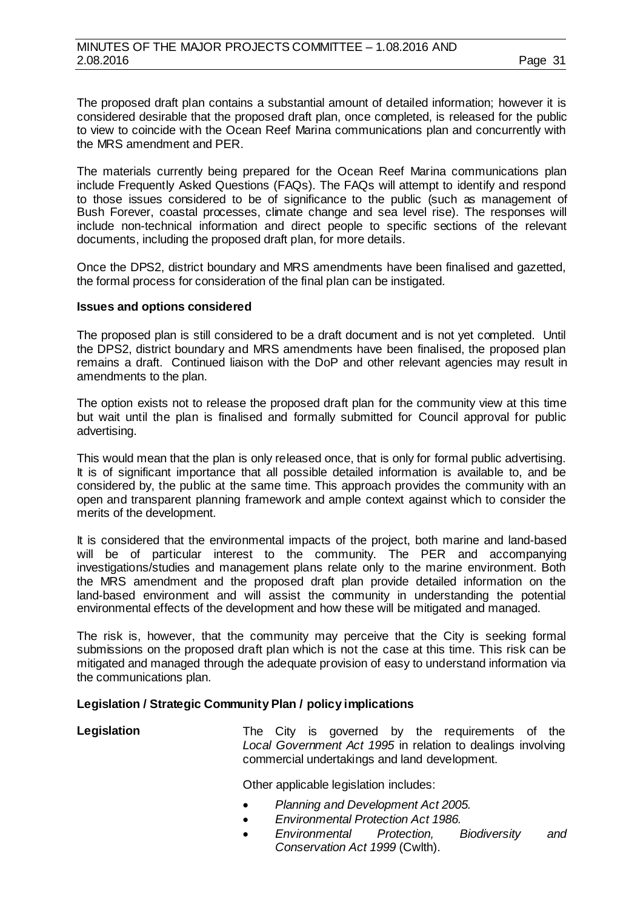The proposed draft plan contains a substantial amount of detailed information; however it is considered desirable that the proposed draft plan, once completed, is released for the public to view to coincide with the Ocean Reef Marina communications plan and concurrently with the MRS amendment and PER.

The materials currently being prepared for the Ocean Reef Marina communications plan include Frequently Asked Questions (FAQs). The FAQs will attempt to identify and respond to those issues considered to be of significance to the public (such as management of Bush Forever, coastal processes, climate change and sea level rise). The responses will include non-technical information and direct people to specific sections of the relevant documents, including the proposed draft plan, for more details.

Once the DPS2, district boundary and MRS amendments have been finalised and gazetted, the formal process for consideration of the final plan can be instigated.

**Issues and options considered**

The proposed plan is still considered to be a draft document and is not yet completed. Until the DPS2, district boundary and MRS amendments have been finalised, the proposed plan remains a draft. Continued liaison with the DoP and other relevant agencies may result in amendments to the plan.

The option exists not to release the proposed draft plan for the community view at this time but wait until the plan is finalised and formally submitted for Council approval for public advertising.

This would mean that the plan is only released once, that is only for formal public advertising. It is of significant importance that all possible detailed information is available to, and be considered by, the public at the same time. This approach provides the community with an open and transparent planning framework and ample context against which to consider the merits of the development.

It is considered that the environmental impacts of the project, both marine and land-based will be of particular interest to the community. The PER and accompanying investigations/studies and management plans relate only to the marine environment. Both the MRS amendment and the proposed draft plan provide detailed information on the land-based environment and will assist the community in understanding the potential environmental effects of the development and how these will be mitigated and managed.

The risk is, however, that the community may perceive that the City is seeking formal submissions on the proposed draft plan which is not the case at this time. This risk can be mitigated and managed through the adequate provision of easy to understand information via the communications plan.

**Legislation / Strategic Community Plan / policy implications**

**Legislation**

The City is governed by the requirements of the *Local Government Act 1995* in relation to dealings involving commercial undertakings and land development.

Other applicable legislation includes:

- *Planning and Development Act 2005.*
- *Environmental Protection Act 1986.*
- *Environmental Protection, Biodiversity and Conservation Act 1999* (Cwlth).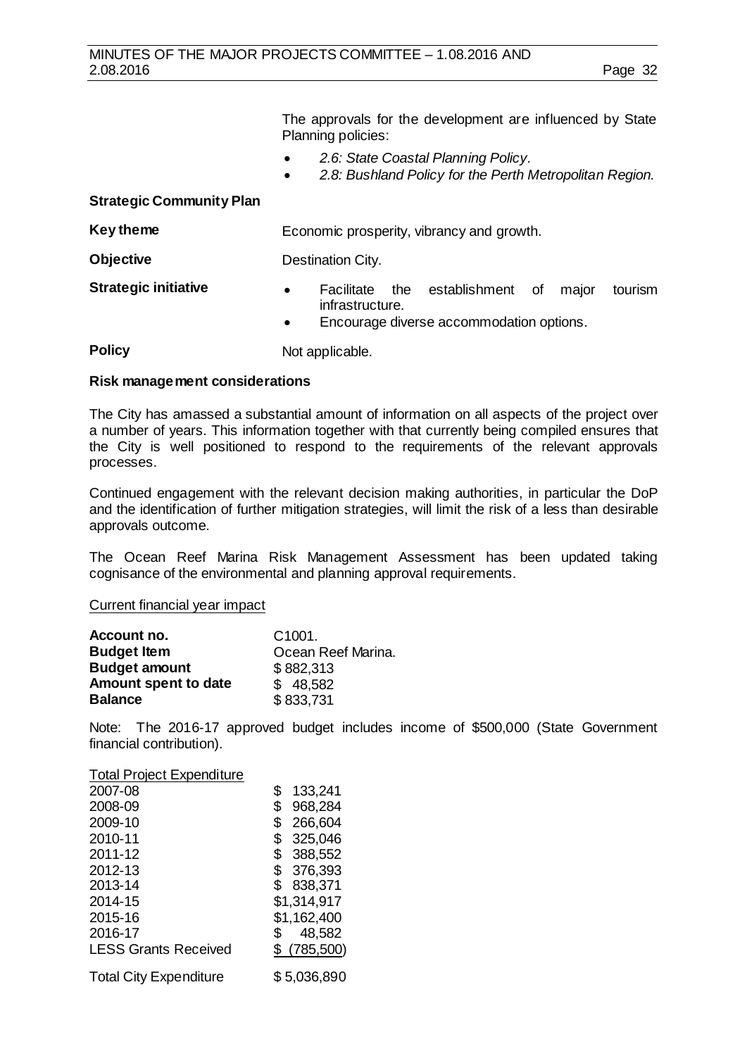The approvals for the development are influenced by State Planning policies:

- *2.6: State Coastal Planning Policy.*
- *2.8: Bushland Policy for the Perth Metropolitan Region.*

**Strategic Community Plan**

| | |
|---|---|
| **Key theme** | Economic prosperity, vibrancy and growth. |
| **Objective** | Destination City. |
| **Strategic initiative** | • Facilitate the establishment of major tourism infrastructure.<br>• Encourage diverse accommodation options. |
| **Policy** | Not applicable. |

**Risk management considerations**

The City has amassed a substantial amount of information on all aspects of the project over a number of years. This information together with that currently being compiled ensures that the City is well positioned to respond to the requirements of the relevant approvals processes.

Continued engagement with the relevant decision making authorities, in particular the DoP and the identification of further mitigation strategies, will limit the risk of a less than desirable approvals outcome.

The Ocean Reef Marina Risk Management Assessment has been updated taking cognisance of the environmental and planning approval requirements.

Current financial year impact

| | |
|---|---|
| **Account no.** | C1001. |
| **Budget Item** | Ocean Reef Marina. |
| **Budget amount** | $ 882,313 |
| **Amount spent to date** | $ 48,582 |
| **Balance** | $ 833,731 |

Note: The 2016-17 approved budget includes income of $500,000 (State Government financial contribution).

Total Project Expenditure

| | |
|---|---|
| 2007-08 | $ 133,241 |
| 2008-09 | $ 968,284 |
| 2009-10 | $ 266,604 |
| 2010-11 | $ 325,046 |
| 2011-12 | $ 388,552 |
| 2012-13 | $ 376,393 |
| 2013-14 | $ 838,371 |
| 2014-15 | $1,314,917 |
| 2015-16 | $1,162,400 |
| 2016-17 | $ 48,582 |
| LESS Grants Received | $ (785,500) |
| Total City Expenditure | $ 5,036,890 |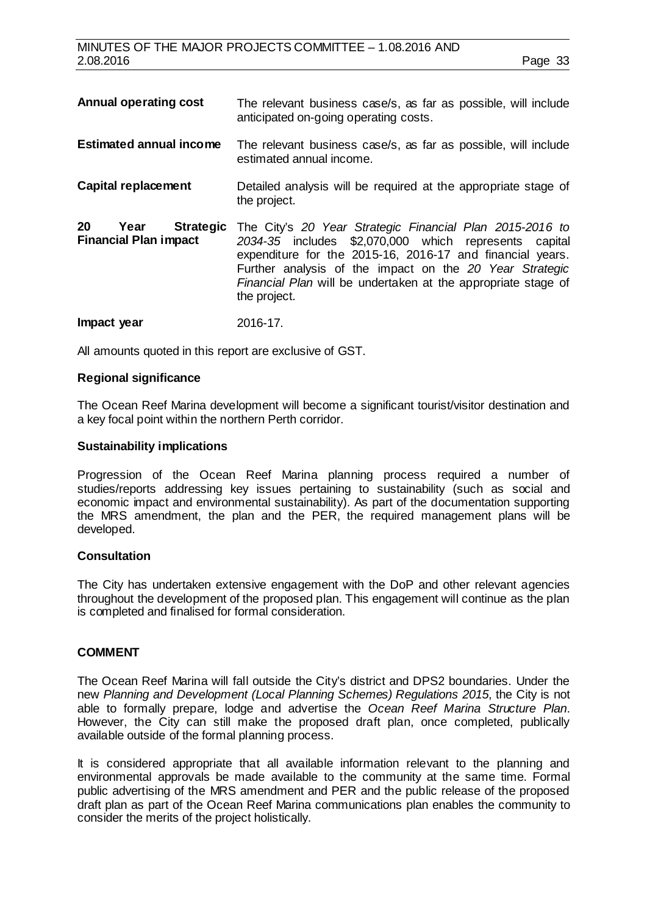| | |
|---|---|
| **Annual operating cost** | The relevant business case/s, as far as possible, will include anticipated on-going operating costs. |
| **Estimated annual income** | The relevant business case/s, as far as possible, will include estimated annual income. |
| **Capital replacement** | Detailed analysis will be required at the appropriate stage of the project. |
| **20 Year Strategic Financial Plan impact** | The City's *20 Year Strategic Financial Plan 2015-2016 to 2034-35* includes $2,070,000 which represents capital expenditure for the 2015-16, 2016-17 and financial years. Further analysis of the impact on the *20 Year Strategic Financial Plan* will be undertaken at the appropriate stage of the project. |
| **Impact year** | 2016-17. |

All amounts quoted in this report are exclusive of GST.

**Regional significance**

The Ocean Reef Marina development will become a significant tourist/visitor destination and a key focal point within the northern Perth corridor.

**Sustainability implications**

Progression of the Ocean Reef Marina planning process required a number of studies/reports addressing key issues pertaining to sustainability (such as social and economic impact and environmental sustainability). As part of the documentation supporting the MRS amendment, the plan and the PER, the required management plans will be developed.

**Consultation**

The City has undertaken extensive engagement with the DoP and other relevant agencies throughout the development of the proposed plan. This engagement will continue as the plan is completed and finalised for formal consideration.

## COMMENT

The Ocean Reef Marina will fall outside the City's district and DPS2 boundaries. Under the new *Planning and Development (Local Planning Schemes) Regulations 2015*, the City is not able to formally prepare, lodge and advertise the *Ocean Reef Marina Structure Plan*. However, the City can still make the proposed draft plan, once completed, publically available outside of the formal planning process.

It is considered appropriate that all available information relevant to the planning and environmental approvals be made available to the community at the same time. Formal public advertising of the MRS amendment and PER and the public release of the proposed draft plan as part of the Ocean Reef Marina communications plan enables the community to consider the merits of the project holistically.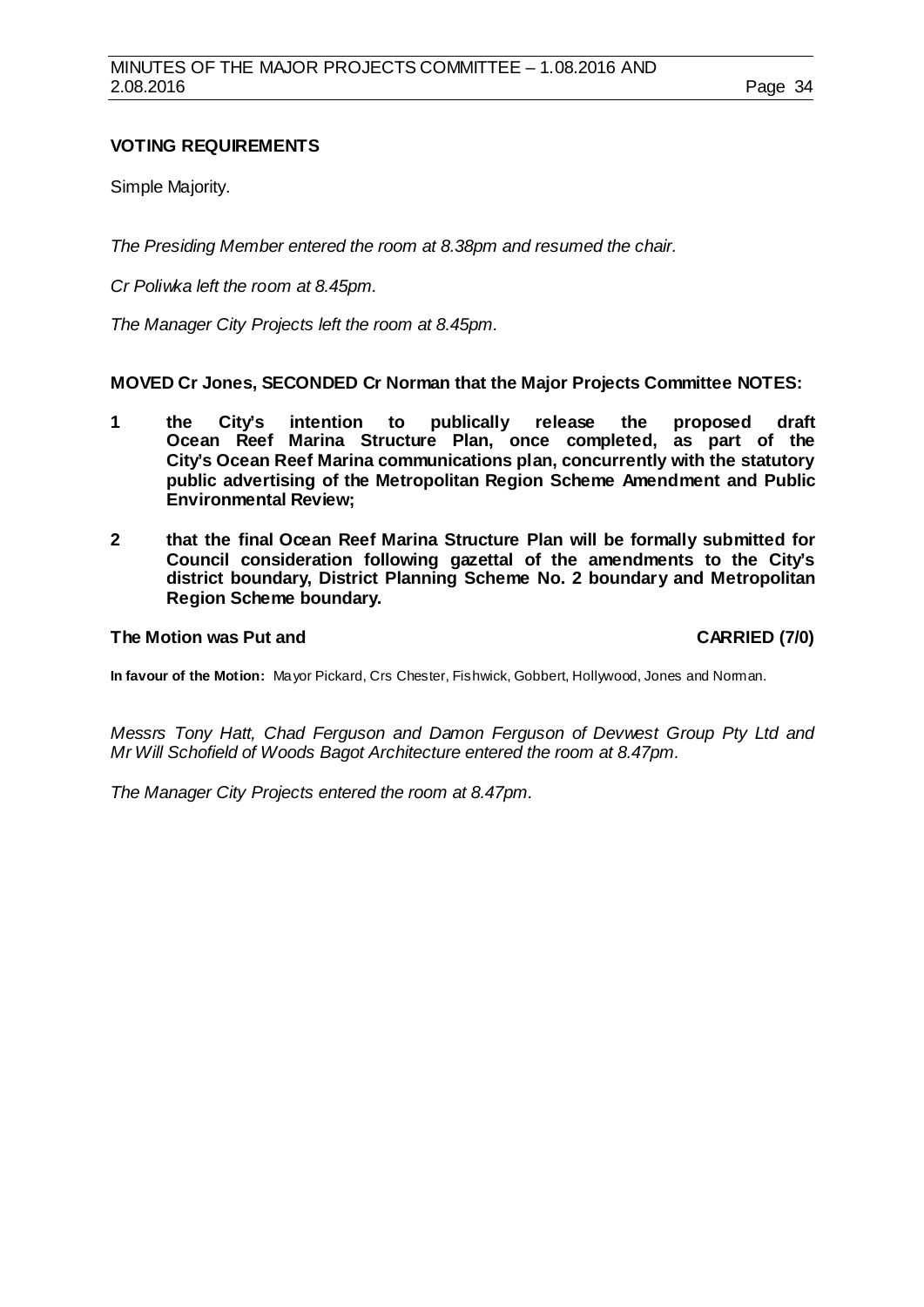**VOTING REQUIREMENTS**

Simple Majority.

*The Presiding Member entered the room at 8.38pm and resumed the chair.*

*Cr Poliwka left the room at 8.45pm.*

*The Manager City Projects left the room at 8.45pm.*

**MOVED Cr Jones, SECONDED Cr Norman that the Major Projects Committee NOTES:**

**1 the City's intention to publically release the proposed draft Ocean Reef Marina Structure Plan, once completed, as part of the City's Ocean Reef Marina communications plan, concurrently with the statutory public advertising of the Metropolitan Region Scheme Amendment and Public Environmental Review;**

**2 that the final Ocean Reef Marina Structure Plan will be formally submitted for Council consideration following gazettal of the amendments to the City's district boundary, District Planning Scheme No. 2 boundary and Metropolitan Region Scheme boundary.**

**The Motion was Put and CARRIED (7/0)**

**In favour of the Motion:** Mayor Pickard, Crs Chester, Fishwick, Gobbert, Hollywood, Jones and Norman.

*Messrs Tony Hatt, Chad Ferguson and Damon Ferguson of Devwest Group Pty Ltd and Mr Will Schofield of Woods Bagot Architecture entered the room at 8.47pm.*

*The Manager City Projects entered the room at 8.47pm.*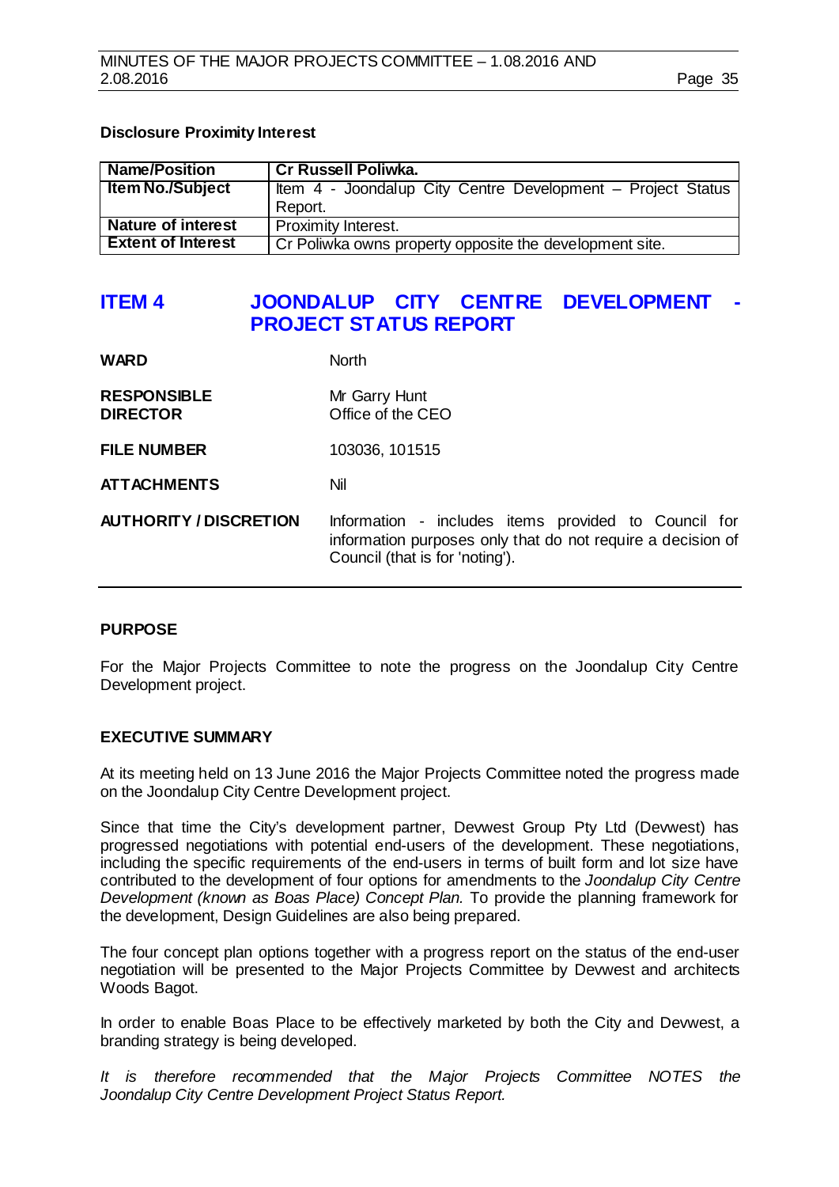**Disclosure Proximity Interest**

| Name/Position | Cr Russell Poliwka. |
|---|---|
| Item No./Subject | Item 4 - Joondalup City Centre Development – Project Status Report. |
| Nature of interest | Proximity Interest. |
| Extent of Interest | Cr Poliwka owns property opposite the development site. |

## ITEM 4 JOONDALUP CITY CENTRE DEVELOPMENT - PROJECT STATUS REPORT

**WARD** North

**RESPONSIBLE DIRECTOR** Mr Garry Hunt
Office of the CEO

**FILE NUMBER** 103036, 101515

**ATTACHMENTS** Nil

**AUTHORITY / DISCRETION** Information - includes items provided to Council for information purposes only that do not require a decision of Council (that is for 'noting').

---

**PURPOSE**

For the Major Projects Committee to note the progress on the Joondalup City Centre Development project.

**EXECUTIVE SUMMARY**

At its meeting held on 13 June 2016 the Major Projects Committee noted the progress made on the Joondalup City Centre Development project.

Since that time the City's development partner, Devwest Group Pty Ltd (Devwest) has progressed negotiations with potential end-users of the development. These negotiations, including the specific requirements of the end-users in terms of built form and lot size have contributed to the development of four options for amendments to the *Joondalup City Centre Development (known as Boas Place) Concept Plan.* To provide the planning framework for the development, Design Guidelines are also being prepared.

The four concept plan options together with a progress report on the status of the end-user negotiation will be presented to the Major Projects Committee by Devwest and architects Woods Bagot.

In order to enable Boas Place to be effectively marketed by both the City and Devwest, a branding strategy is being developed.

*It is therefore recommended that the Major Projects Committee NOTES the Joondalup City Centre Development Project Status Report.*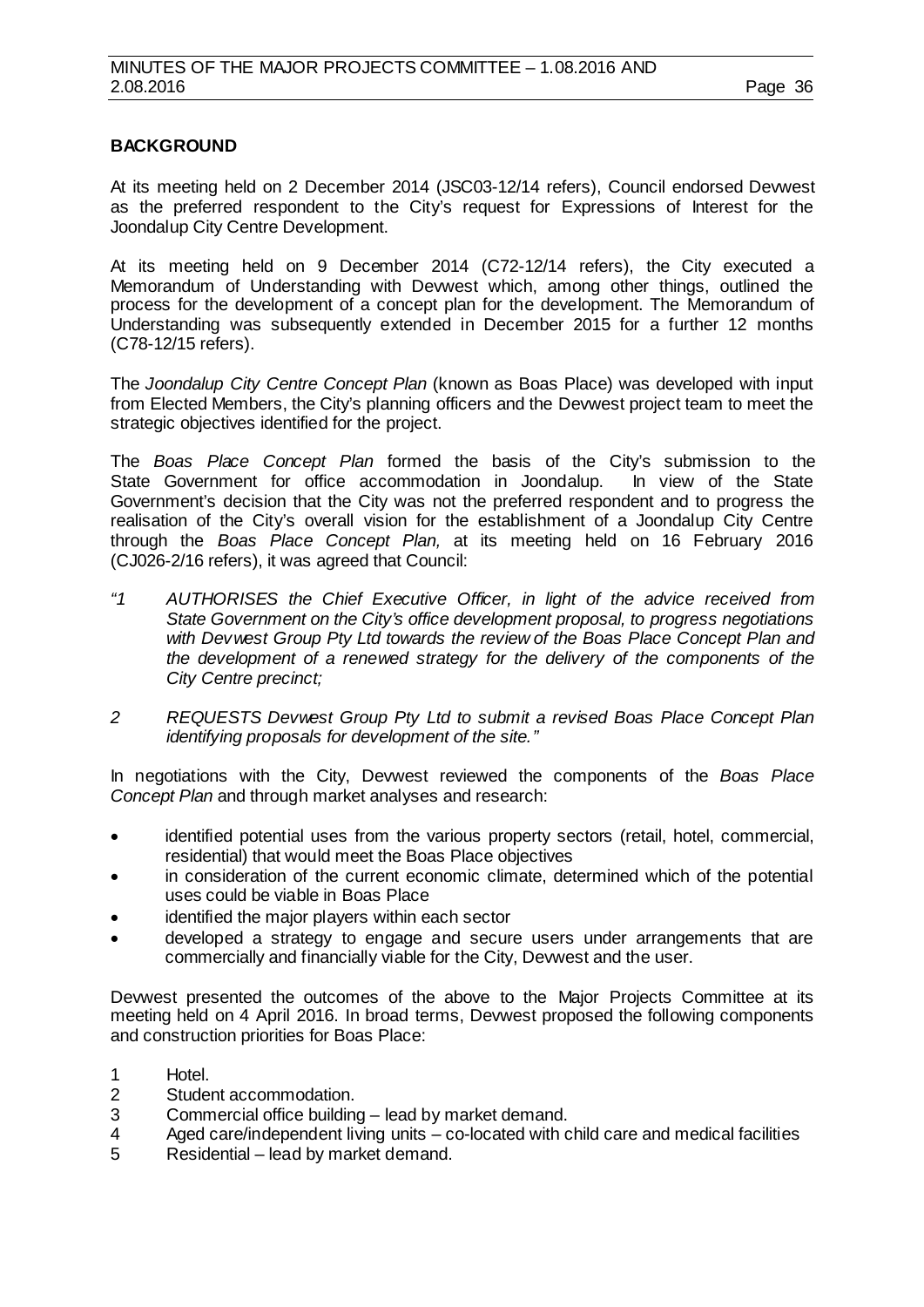**BACKGROUND**

At its meeting held on 2 December 2014 (JSC03-12/14 refers), Council endorsed Devwest as the preferred respondent to the City's request for Expressions of Interest for the Joondalup City Centre Development.

At its meeting held on 9 December 2014 (C72-12/14 refers), the City executed a Memorandum of Understanding with Devwest which, among other things, outlined the process for the development of a concept plan for the development. The Memorandum of Understanding was subsequently extended in December 2015 for a further 12 months (C78-12/15 refers).

The *Joondalup City Centre Concept Plan* (known as Boas Place) was developed with input from Elected Members, the City's planning officers and the Devwest project team to meet the strategic objectives identified for the project.

The *Boas Place Concept Plan* formed the basis of the City's submission to the State Government for office accommodation in Joondalup. In view of the State Government's decision that the City was not the preferred respondent and to progress the realisation of the City's overall vision for the establishment of a Joondalup City Centre through the *Boas Place Concept Plan,* at its meeting held on 16 February 2016 (CJ026-2/16 refers), it was agreed that Council:

*"1 AUTHORISES the Chief Executive Officer, in light of the advice received from State Government on the City's office development proposal, to progress negotiations with Devwest Group Pty Ltd towards the review of the Boas Place Concept Plan and the development of a renewed strategy for the delivery of the components of the City Centre precinct;*

*2 REQUESTS Devwest Group Pty Ltd to submit a revised Boas Place Concept Plan identifying proposals for development of the site."*

In negotiations with the City, Devwest reviewed the components of the *Boas Place Concept Plan* and through market analyses and research:

- identified potential uses from the various property sectors (retail, hotel, commercial, residential) that would meet the Boas Place objectives
- in consideration of the current economic climate, determined which of the potential uses could be viable in Boas Place
- identified the major players within each sector
- developed a strategy to engage and secure users under arrangements that are commercially and financially viable for the City, Devwest and the user.

Devwest presented the outcomes of the above to the Major Projects Committee at its meeting held on 4 April 2016. In broad terms, Devwest proposed the following components and construction priorities for Boas Place:

1 Hotel.
2 Student accommodation.
3 Commercial office building – lead by market demand.
4 Aged care/independent living units – co-located with child care and medical facilities
5 Residential – lead by market demand.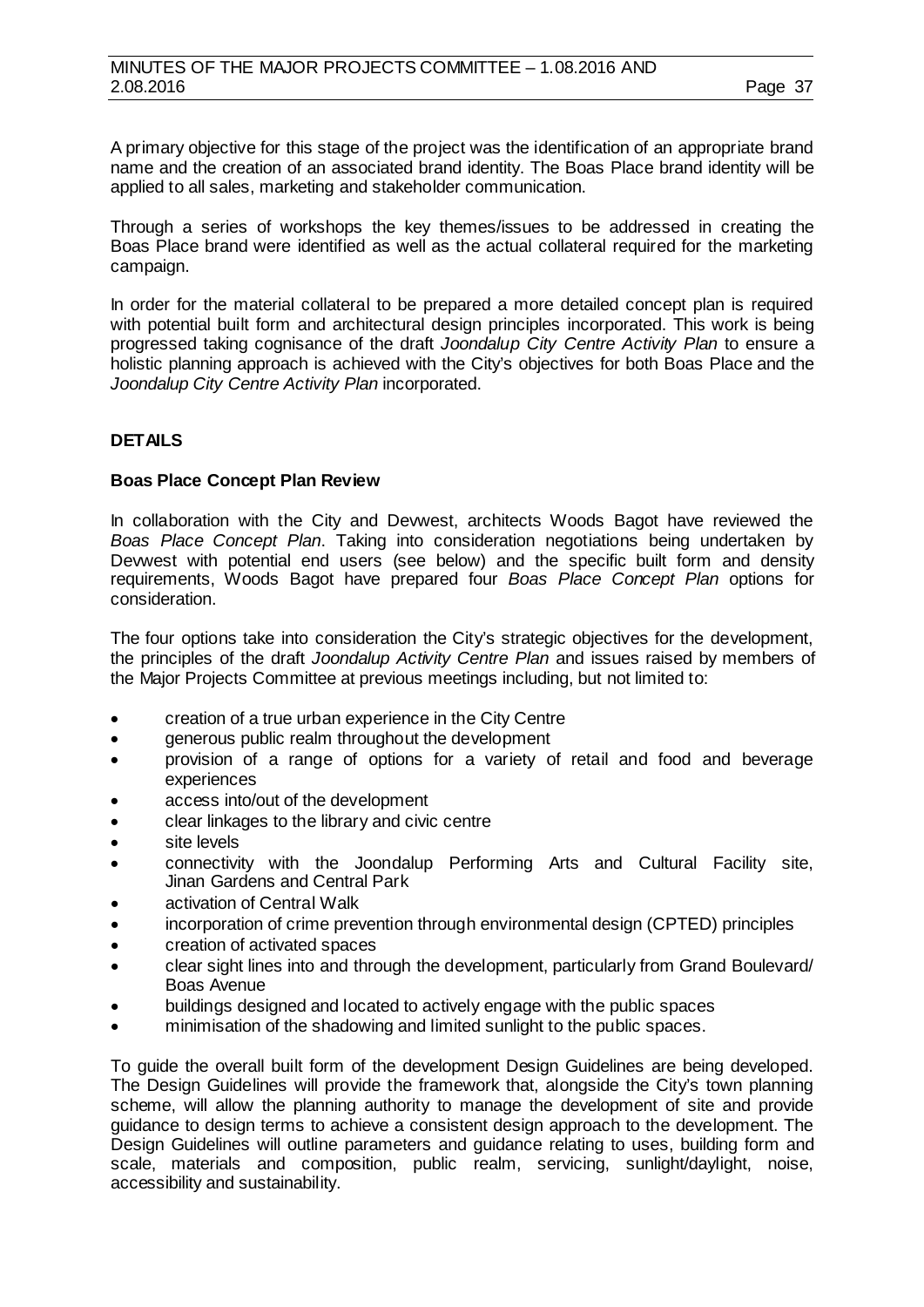A primary objective for this stage of the project was the identification of an appropriate brand name and the creation of an associated brand identity. The Boas Place brand identity will be applied to all sales, marketing and stakeholder communication.

Through a series of workshops the key themes/issues to be addressed in creating the Boas Place brand were identified as well as the actual collateral required for the marketing campaign.

In order for the material collateral to be prepared a more detailed concept plan is required with potential built form and architectural design principles incorporated. This work is being progressed taking cognisance of the draft *Joondalup City Centre Activity Plan* to ensure a holistic planning approach is achieved with the City's objectives for both Boas Place and the *Joondalup City Centre Activity Plan* incorporated.

## DETAILS

### Boas Place Concept Plan Review

In collaboration with the City and Devwest, architects Woods Bagot have reviewed the *Boas Place Concept Plan*. Taking into consideration negotiations being undertaken by Devwest with potential end users (see below) and the specific built form and density requirements, Woods Bagot have prepared four *Boas Place Concept Plan* options for consideration.

The four options take into consideration the City's strategic objectives for the development, the principles of the draft *Joondalup Activity Centre Plan* and issues raised by members of the Major Projects Committee at previous meetings including, but not limited to:

- creation of a true urban experience in the City Centre
- generous public realm throughout the development
- provision of a range of options for a variety of retail and food and beverage experiences
- access into/out of the development
- clear linkages to the library and civic centre
- site levels
- connectivity with the Joondalup Performing Arts and Cultural Facility site, Jinan Gardens and Central Park
- activation of Central Walk
- incorporation of crime prevention through environmental design (CPTED) principles
- creation of activated spaces
- clear sight lines into and through the development, particularly from Grand Boulevard/ Boas Avenue
- buildings designed and located to actively engage with the public spaces
- minimisation of the shadowing and limited sunlight to the public spaces.

To guide the overall built form of the development Design Guidelines are being developed. The Design Guidelines will provide the framework that, alongside the City's town planning scheme, will allow the planning authority to manage the development of site and provide guidance to design terms to achieve a consistent design approach to the development. The Design Guidelines will outline parameters and guidance relating to uses, building form and scale, materials and composition, public realm, servicing, sunlight/daylight, noise, accessibility and sustainability.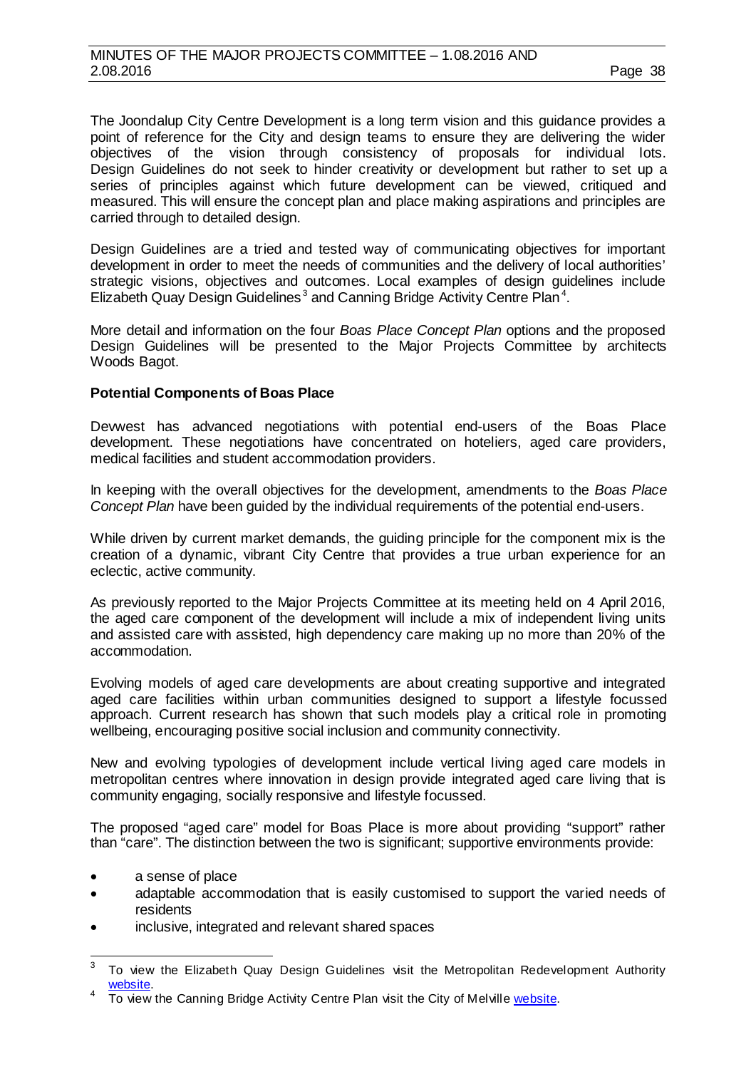The Joondalup City Centre Development is a long term vision and this guidance provides a point of reference for the City and design teams to ensure they are delivering the wider objectives of the vision through consistency of proposals for individual lots. Design Guidelines do not seek to hinder creativity or development but rather to set up a series of principles against which future development can be viewed, critiqued and measured. This will ensure the concept plan and place making aspirations and principles are carried through to detailed design.

Design Guidelines are a tried and tested way of communicating objectives for important development in order to meet the needs of communities and the delivery of local authorities' strategic visions, objectives and outcomes. Local examples of design guidelines include Elizabeth Quay Design Guidelines[3] and Canning Bridge Activity Centre Plan[4].

More detail and information on the four *Boas Place Concept Plan* options and the proposed Design Guidelines will be presented to the Major Projects Committee by architects Woods Bagot.

**Potential Components of Boas Place**

Devwest has advanced negotiations with potential end-users of the Boas Place development. These negotiations have concentrated on hoteliers, aged care providers, medical facilities and student accommodation providers.

In keeping with the overall objectives for the development, amendments to the *Boas Place Concept Plan* have been guided by the individual requirements of the potential end-users.

While driven by current market demands, the guiding principle for the component mix is the creation of a dynamic, vibrant City Centre that provides a true urban experience for an eclectic, active community.

As previously reported to the Major Projects Committee at its meeting held on 4 April 2016, the aged care component of the development will include a mix of independent living units and assisted care with assisted, high dependency care making up no more than 20% of the accommodation.

Evolving models of aged care developments are about creating supportive and integrated aged care facilities within urban communities designed to support a lifestyle focussed approach. Current research has shown that such models play a critical role in promoting wellbeing, encouraging positive social inclusion and community connectivity.

New and evolving typologies of development include vertical living aged care models in metropolitan centres where innovation in design provide integrated aged care living that is community engaging, socially responsive and lifestyle focussed.

The proposed "aged care" model for Boas Place is more about providing "support" rather than "care". The distinction between the two is significant; supportive environments provide:

- a sense of place
- adaptable accommodation that is easily customised to support the varied needs of residents
- inclusive, integrated and relevant shared spaces

---

[3] To view the Elizabeth Quay Design Guidelines visit the Metropolitan Redevelopment Authority website.

[4] To view the Canning Bridge Activity Centre Plan visit the City of Melville website.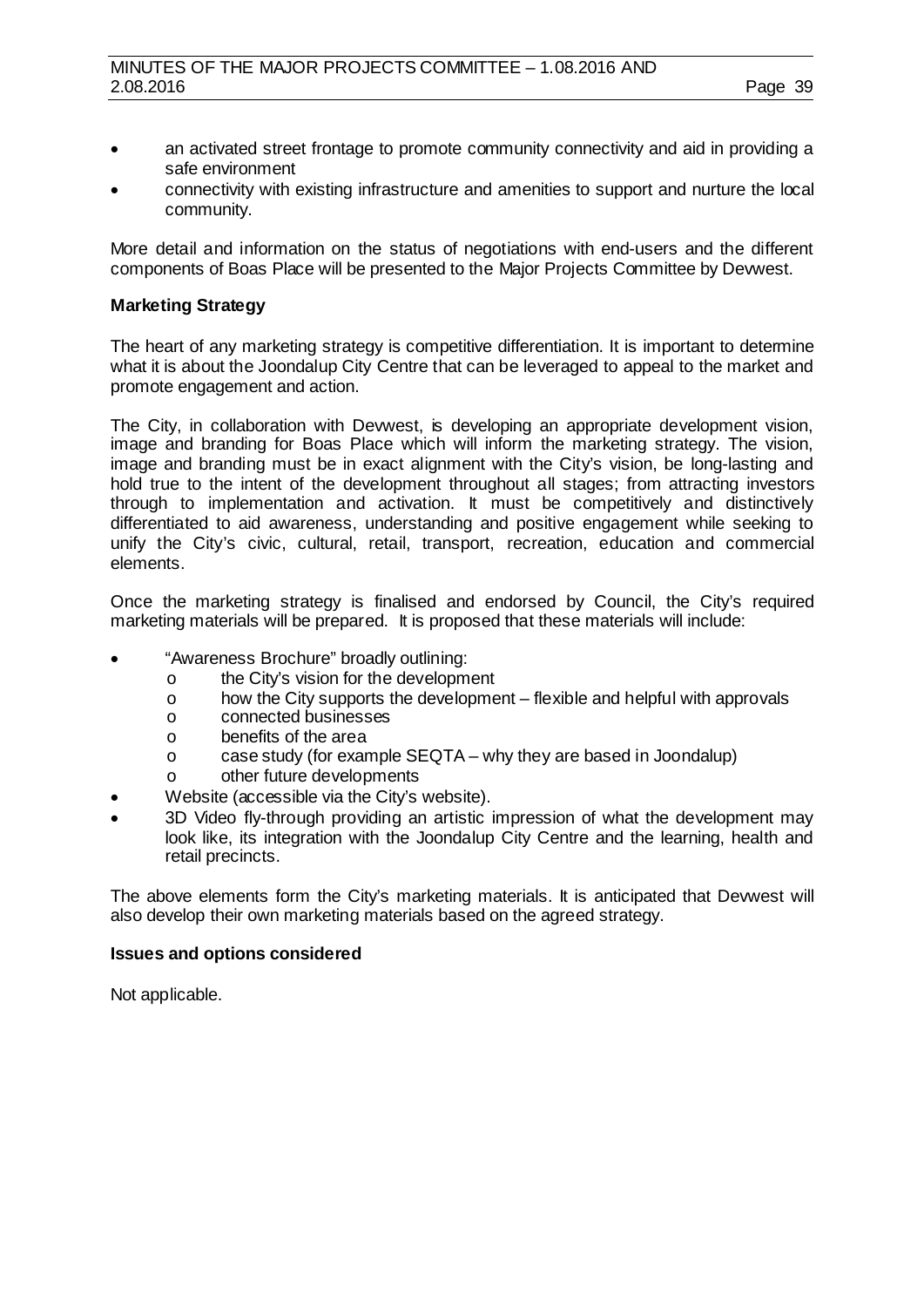- an activated street frontage to promote community connectivity and aid in providing a safe environment
- connectivity with existing infrastructure and amenities to support and nurture the local community.

More detail and information on the status of negotiations with end-users and the different components of Boas Place will be presented to the Major Projects Committee by Devwest.

**Marketing Strategy**

The heart of any marketing strategy is competitive differentiation. It is important to determine what it is about the Joondalup City Centre that can be leveraged to appeal to the market and promote engagement and action.

The City, in collaboration with Devwest, is developing an appropriate development vision, image and branding for Boas Place which will inform the marketing strategy. The vision, image and branding must be in exact alignment with the City's vision, be long-lasting and hold true to the intent of the development throughout all stages; from attracting investors through to implementation and activation. It must be competitively and distinctively differentiated to aid awareness, understanding and positive engagement while seeking to unify the City's civic, cultural, retail, transport, recreation, education and commercial elements.

Once the marketing strategy is finalised and endorsed by Council, the City's required marketing materials will be prepared. It is proposed that these materials will include:

- "Awareness Brochure" broadly outlining:
  - the City's vision for the development
  - how the City supports the development – flexible and helpful with approvals
  - connected businesses
  - benefits of the area
  - case study (for example SEQTA – why they are based in Joondalup)
  - other future developments
- Website (accessible via the City's website).
- 3D Video fly-through providing an artistic impression of what the development may look like, its integration with the Joondalup City Centre and the learning, health and retail precincts.

The above elements form the City's marketing materials. It is anticipated that Devwest will also develop their own marketing materials based on the agreed strategy.

**Issues and options considered**

Not applicable.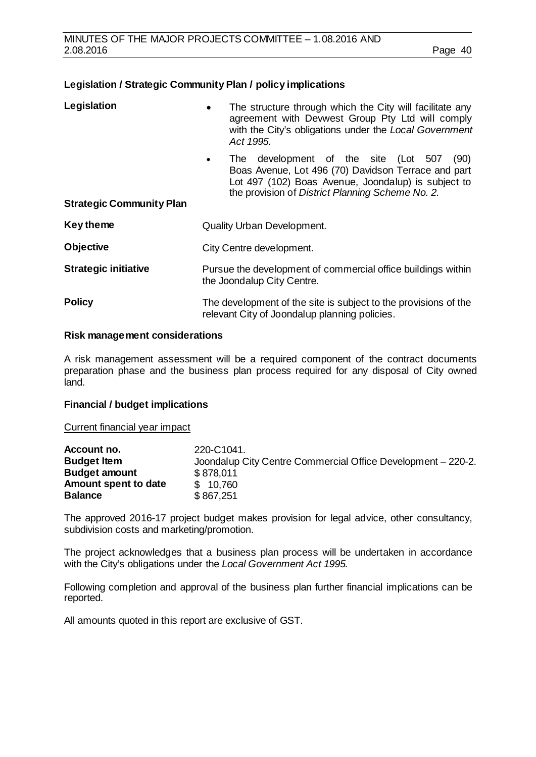### Legislation / Strategic Community Plan / policy implications

| | |
|---|---|
| **Legislation** | • The structure through which the City will facilitate any agreement with Devwest Group Pty Ltd will comply with the City's obligations under the *Local Government Act 1995.*<br>• The development of the site (Lot 507 (90) Boas Avenue, Lot 496 (70) Davidson Terrace and part Lot 497 (102) Boas Avenue, Joondalup) is subject to the provision of *District Planning Scheme No. 2.* |
| **Strategic Community Plan** | |
| **Key theme** | Quality Urban Development. |
| **Objective** | City Centre development. |
| **Strategic initiative** | Pursue the development of commercial office buildings within the Joondalup City Centre. |
| **Policy** | The development of the site is subject to the provisions of the relevant City of Joondalup planning policies. |

### Risk management considerations

A risk management assessment will be a required component of the contract documents preparation phase and the business plan process required for any disposal of City owned land.

### Financial / budget implications

Current financial year impact

| | |
|---|---|
| **Account no.** | 220-C1041. |
| **Budget Item** | Joondalup City Centre Commercial Office Development – 220-2. |
| **Budget amount** | $ 878,011 |
| **Amount spent to date** | $ 10,760 |
| **Balance** | $ 867,251 |

The approved 2016-17 project budget makes provision for legal advice, other consultancy, subdivision costs and marketing/promotion.

The project acknowledges that a business plan process will be undertaken in accordance with the City's obligations under the *Local Government Act 1995.*

Following completion and approval of the business plan further financial implications can be reported.

All amounts quoted in this report are exclusive of GST.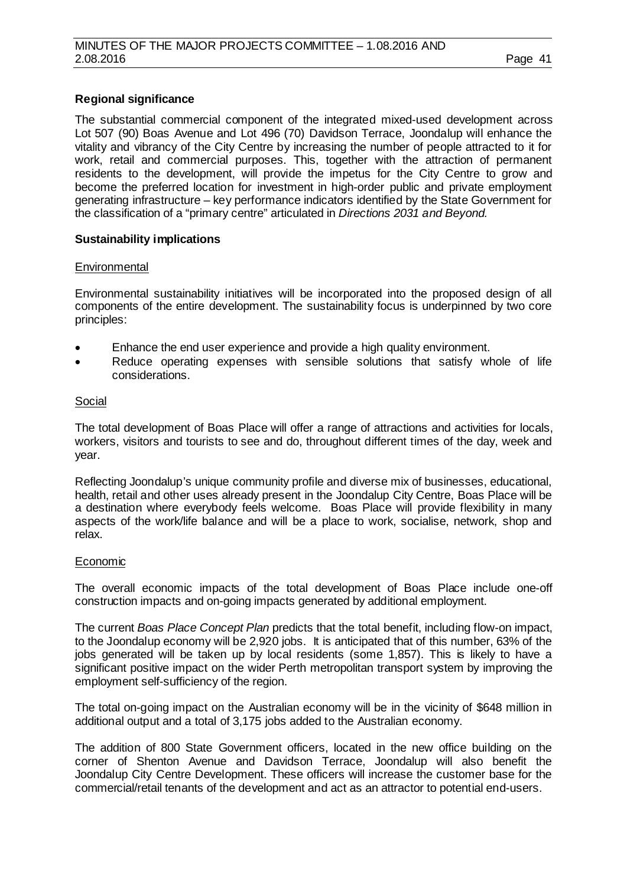**Regional significance**

The substantial commercial component of the integrated mixed-used development across Lot 507 (90) Boas Avenue and Lot 496 (70) Davidson Terrace, Joondalup will enhance the vitality and vibrancy of the City Centre by increasing the number of people attracted to it for work, retail and commercial purposes. This, together with the attraction of permanent residents to the development, will provide the impetus for the City Centre to grow and become the preferred location for investment in high-order public and private employment generating infrastructure – key performance indicators identified by the State Government for the classification of a "primary centre" articulated in *Directions 2031 and Beyond.*

**Sustainability implications**

Environmental

Environmental sustainability initiatives will be incorporated into the proposed design of all components of the entire development. The sustainability focus is underpinned by two core principles:

- Enhance the end user experience and provide a high quality environment.
- Reduce operating expenses with sensible solutions that satisfy whole of life considerations.

Social

The total development of Boas Place will offer a range of attractions and activities for locals, workers, visitors and tourists to see and do, throughout different times of the day, week and year.

Reflecting Joondalup's unique community profile and diverse mix of businesses, educational, health, retail and other uses already present in the Joondalup City Centre, Boas Place will be a destination where everybody feels welcome. Boas Place will provide flexibility in many aspects of the work/life balance and will be a place to work, socialise, network, shop and relax.

Economic

The overall economic impacts of the total development of Boas Place include one-off construction impacts and on-going impacts generated by additional employment.

The current *Boas Place Concept Plan* predicts that the total benefit, including flow-on impact, to the Joondalup economy will be 2,920 jobs. It is anticipated that of this number, 63% of the jobs generated will be taken up by local residents (some 1,857). This is likely to have a significant positive impact on the wider Perth metropolitan transport system by improving the employment self-sufficiency of the region.

The total on-going impact on the Australian economy will be in the vicinity of $648 million in additional output and a total of 3,175 jobs added to the Australian economy.

The addition of 800 State Government officers, located in the new office building on the corner of Shenton Avenue and Davidson Terrace, Joondalup will also benefit the Joondalup City Centre Development. These officers will increase the customer base for the commercial/retail tenants of the development and act as an attractor to potential end-users.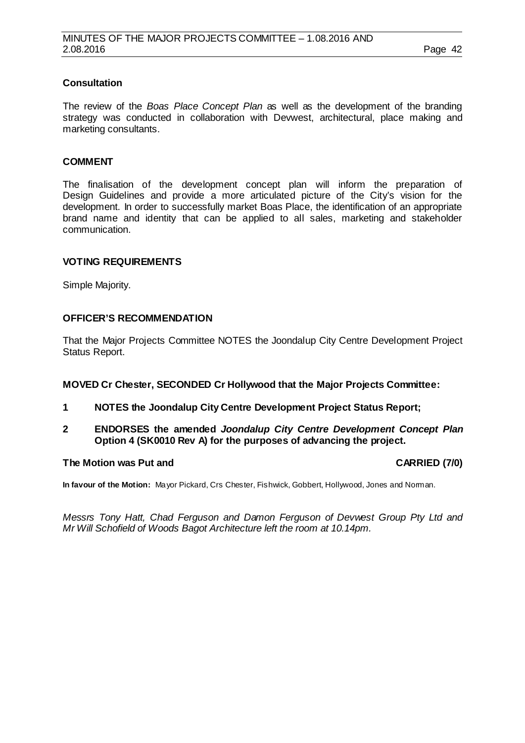### Consultation

The review of the *Boas Place Concept Plan* as well as the development of the branding strategy was conducted in collaboration with Devwest, architectural, place making and marketing consultants.

### COMMENT

The finalisation of the development concept plan will inform the preparation of Design Guidelines and provide a more articulated picture of the City's vision for the development. In order to successfully market Boas Place, the identification of an appropriate brand name and identity that can be applied to all sales, marketing and stakeholder communication.

### VOTING REQUIREMENTS

Simple Majority.

### OFFICER'S RECOMMENDATION

That the Major Projects Committee NOTES the Joondalup City Centre Development Project Status Report.

**MOVED Cr Chester, SECONDED Cr Hollywood that the Major Projects Committee:**

**1 NOTES the Joondalup City Centre Development Project Status Report;**

**2 ENDORSES the amended *Joondalup City Centre Development Concept Plan* Option 4 (SK0010 Rev A) for the purposes of advancing the project.**

**The Motion was Put and CARRIED (7/0)**

**In favour of the Motion:** Mayor Pickard, Crs Chester, Fishwick, Gobbert, Hollywood, Jones and Norman.

*Messrs Tony Hatt, Chad Ferguson and Damon Ferguson of Devwest Group Pty Ltd and Mr Will Schofield of Woods Bagot Architecture left the room at 10.14pm.*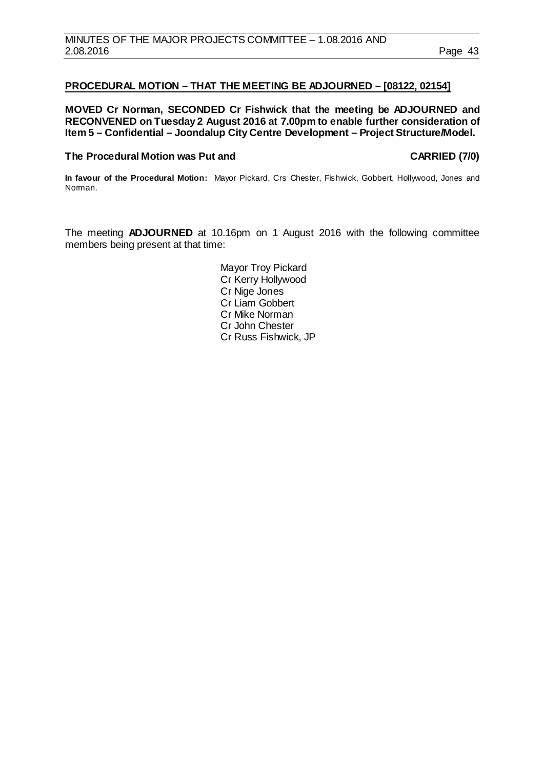## PROCEDURAL MOTION – THAT THE MEETING BE ADJOURNED – [08122, 02154]

**MOVED Cr Norman, SECONDED Cr Fishwick that the meeting be ADJOURNED and RECONVENED on Tuesday 2 August 2016 at 7.00pm to enable further consideration of Item 5 – Confidential – Joondalup City Centre Development – Project Structure/Model.**

**The Procedural Motion was Put and CARRIED (7/0)**

**In favour of the Procedural Motion:** Mayor Pickard, Crs Chester, Fishwick, Gobbert, Hollywood, Jones and Norman.

The meeting **ADJOURNED** at 10.16pm on 1 August 2016 with the following committee members being present at that time:

Mayor Troy Pickard
Cr Kerry Hollywood
Cr Nige Jones
Cr Liam Gobbert
Cr Mike Norman
Cr John Chester
Cr Russ Fishwick, JP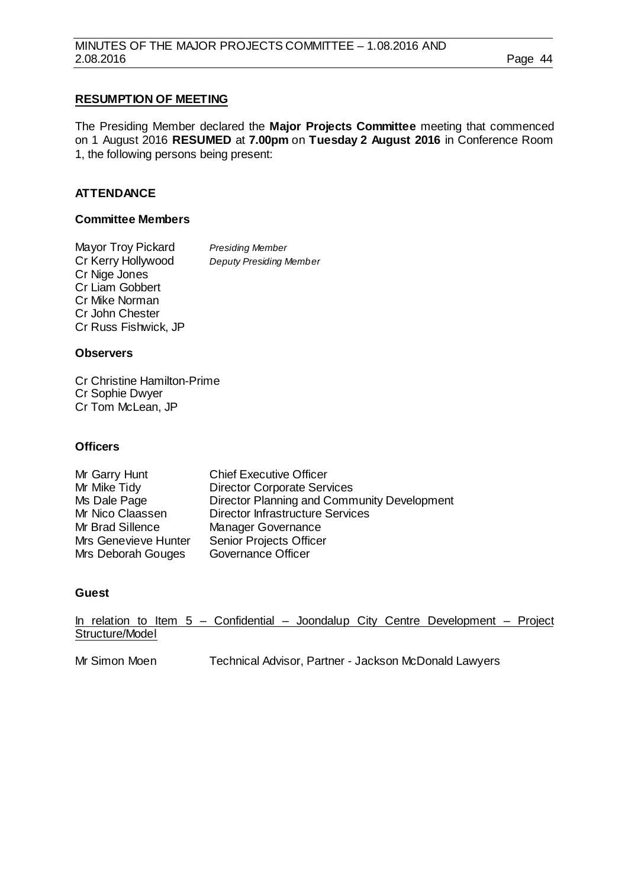## RESUMPTION OF MEETING

The Presiding Member declared the **Major Projects Committee** meeting that commenced on 1 August 2016 **RESUMED** at **7.00pm** on **Tuesday 2 August 2016** in Conference Room 1, the following persons being present:

### ATTENDANCE

#### Committee Members

| | |
|---|---|
| Mayor Troy Pickard | *Presiding Member* |
| Cr Kerry Hollywood | *Deputy Presiding Member* |
| Cr Nige Jones | |
| Cr Liam Gobbert | |
| Cr Mike Norman | |
| Cr John Chester | |
| Cr Russ Fishwick, JP | |

#### Observers

Cr Christine Hamilton-Prime
Cr Sophie Dwyer
Cr Tom McLean, JP

#### Officers

| | |
|---|---|
| Mr Garry Hunt | Chief Executive Officer |
| Mr Mike Tidy | Director Corporate Services |
| Ms Dale Page | Director Planning and Community Development |
| Mr Nico Claassen | Director Infrastructure Services |
| Mr Brad Sillence | Manager Governance |
| Mrs Genevieve Hunter | Senior Projects Officer |
| Mrs Deborah Gouges | Governance Officer |

#### Guest

In relation to Item 5 – Confidential – Joondalup City Centre Development – Project Structure/Model

| | |
|---|---|
| Mr Simon Moen | Technical Advisor, Partner - Jackson McDonald Lawyers |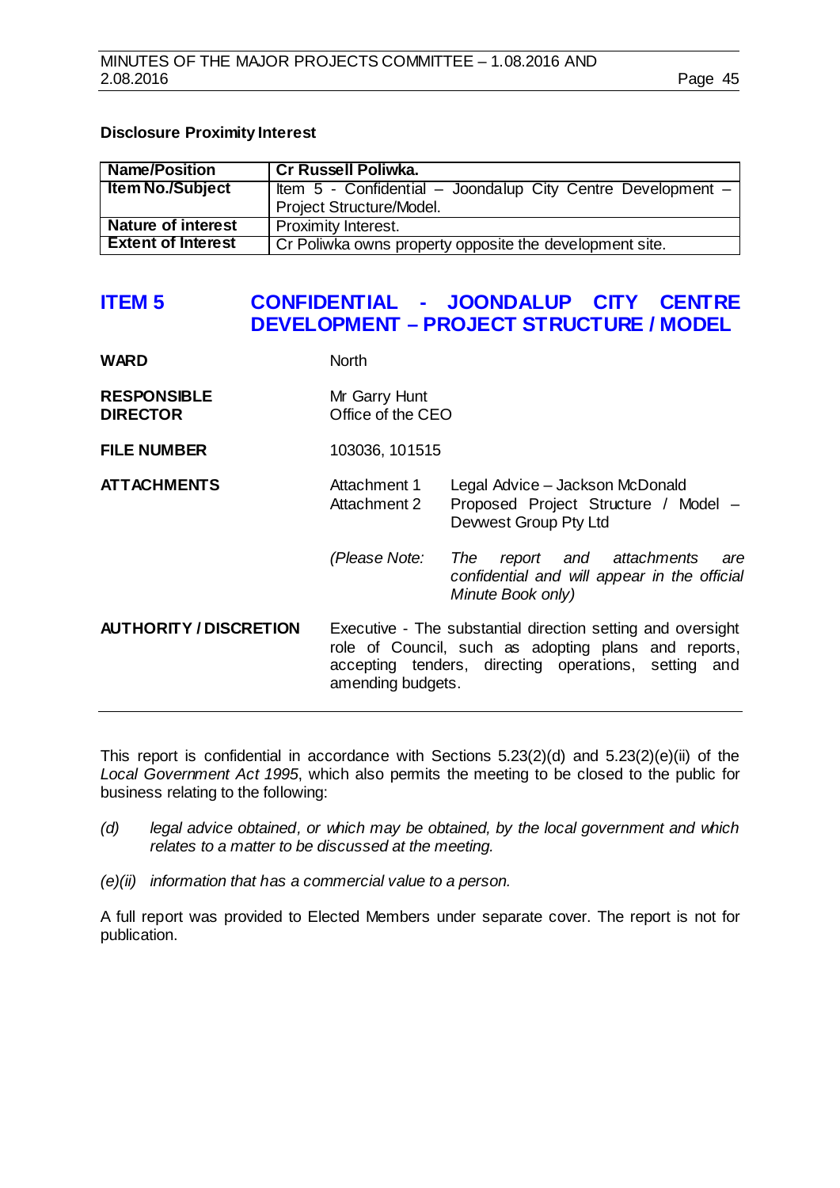**Disclosure Proximity Interest**

| Name/Position | Cr Russell Poliwka. |
|---|---|
| Item No./Subject | Item 5 - Confidential – Joondalup City Centre Development – Project Structure/Model. |
| Nature of interest | Proximity Interest. |
| Extent of Interest | Cr Poliwka owns property opposite the development site. |

## ITEM 5 CONFIDENTIAL - JOONDALUP CITY CENTRE DEVELOPMENT – PROJECT STRUCTURE / MODEL

**WARD** North

**RESPONSIBLE DIRECTOR** Mr Garry Hunt
Office of the CEO

**FILE NUMBER** 103036, 101515

**ATTACHMENTS**
Attachment 1 Legal Advice – Jackson McDonald
Attachment 2 Proposed Project Structure / Model – Devwest Group Pty Ltd

*(Please Note: The report and attachments are confidential and will appear in the official Minute Book only)*

**AUTHORITY / DISCRETION** Executive - The substantial direction setting and oversight role of Council, such as adopting plans and reports, accepting tenders, directing operations, setting and amending budgets.

---

This report is confidential in accordance with Sections 5.23(2)(d) and 5.23(2)(e)(ii) of the *Local Government Act 1995*, which also permits the meeting to be closed to the public for business relating to the following:

*(d) legal advice obtained, or which may be obtained, by the local government and which relates to a matter to be discussed at the meeting.*

*(e)(ii) information that has a commercial value to a person.*

A full report was provided to Elected Members under separate cover. The report is not for publication.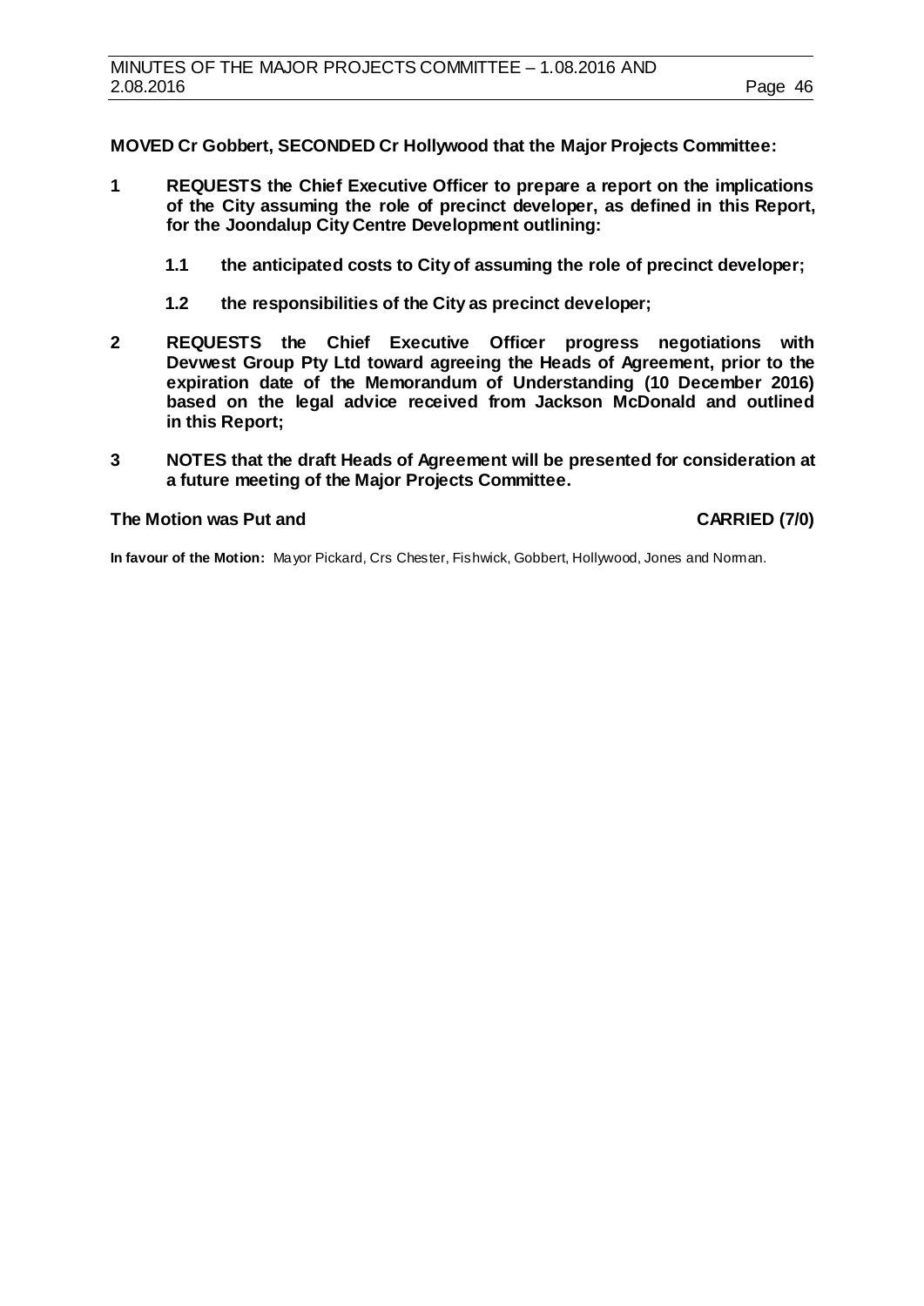**MOVED Cr Gobbert, SECONDED Cr Hollywood that the Major Projects Committee:**

**1 REQUESTS the Chief Executive Officer to prepare a report on the implications of the City assuming the role of precinct developer, as defined in this Report, for the Joondalup City Centre Development outlining:**

   **1.1 the anticipated costs to City of assuming the role of precinct developer;**

   **1.2 the responsibilities of the City as precinct developer;**

**2 REQUESTS the Chief Executive Officer progress negotiations with Devwest Group Pty Ltd toward agreeing the Heads of Agreement, prior to the expiration date of the Memorandum of Understanding (10 December 2016) based on the legal advice received from Jackson McDonald and outlined in this Report;**

**3 NOTES that the draft Heads of Agreement will be presented for consideration at a future meeting of the Major Projects Committee.**

**The Motion was Put and CARRIED (7/0)**

**In favour of the Motion:** Mayor Pickard, Crs Chester, Fishwick, Gobbert, Hollywood, Jones and Norman.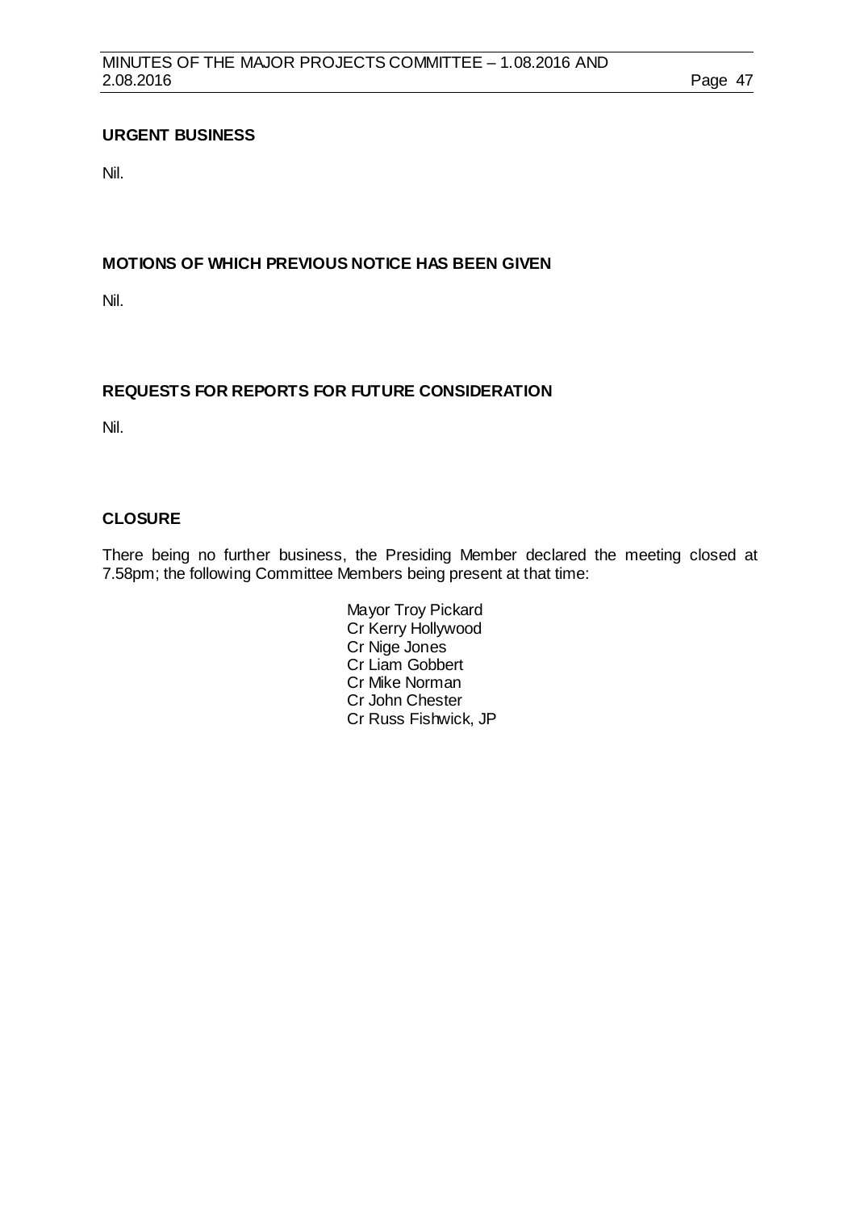**URGENT BUSINESS**

Nil.

**MOTIONS OF WHICH PREVIOUS NOTICE HAS BEEN GIVEN**

Nil.

**REQUESTS FOR REPORTS FOR FUTURE CONSIDERATION**

Nil.

**CLOSURE**

There being no further business, the Presiding Member declared the meeting closed at 7.58pm; the following Committee Members being present at that time:

Mayor Troy Pickard
Cr Kerry Hollywood
Cr Nige Jones
Cr Liam Gobbert
Cr Mike Norman
Cr John Chester
Cr Russ Fishwick, JP